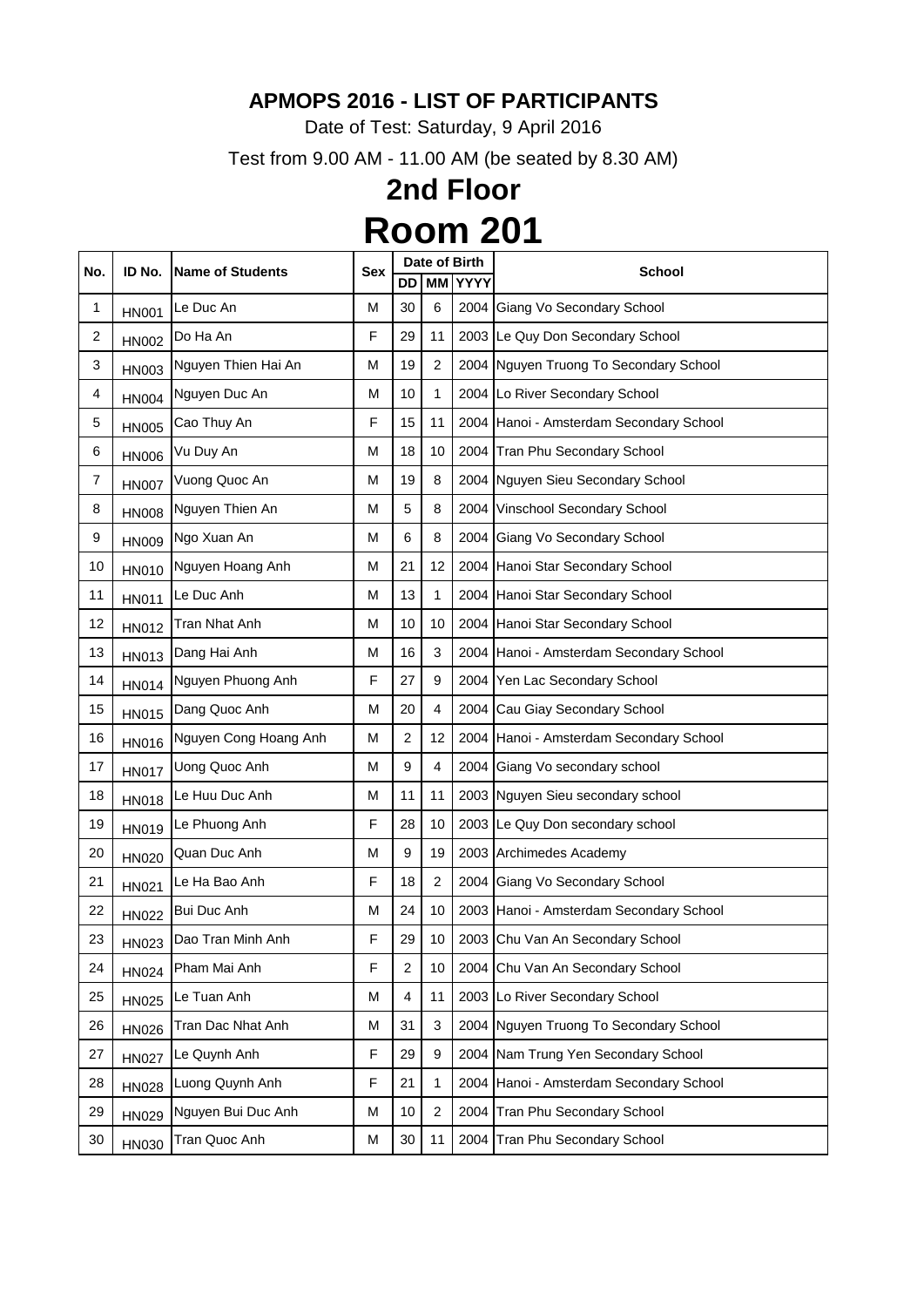**APMOPS 2016 - LIST OF PARTICIPANTS**

Date of Test: Saturday, 9 April 2016

Test from 9.00 AM - 11.00 AM (be seated by 8.30 AM)

# 2nd Floor

# Room 201

| No. | ID No. | Name of Students | Sex | Date of Birth | | | School |
|---|---|---|---|---|---|---|---|
| | | | | DD | MM | YYYY | |
| 1 | HN001 | Le Duc An | M | 30 | 6 | 2004 | Giang Vo Secondary School |
| 2 | HN002 | Do Ha An | F | 29 | 11 | 2003 | Le Quy Don Secondary School |
| 3 | HN003 | Nguyen Thien Hai An | M | 19 | 2 | 2004 | Nguyen Truong To Secondary School |
| 4 | HN004 | Nguyen Duc An | M | 10 | 1 | 2004 | Lo River Secondary School |
| 5 | HN005 | Cao Thuy An | F | 15 | 11 | 2004 | Hanoi - Amsterdam Secondary School |
| 6 | HN006 | Vu Duy An | M | 18 | 10 | 2004 | Tran Phu Secondary School |
| 7 | HN007 | Vuong Quoc An | M | 19 | 8 | 2004 | Nguyen Sieu Secondary School |
| 8 | HN008 | Nguyen Thien An | M | 5 | 8 | 2004 | Vinschool Secondary School |
| 9 | HN009 | Ngo Xuan An | M | 6 | 8 | 2004 | Giang Vo Secondary School |
| 10 | HN010 | Nguyen Hoang Anh | M | 21 | 12 | 2004 | Hanoi Star Secondary School |
| 11 | HN011 | Le Duc Anh | M | 13 | 1 | 2004 | Hanoi Star Secondary School |
| 12 | HN012 | Tran Nhat Anh | M | 10 | 10 | 2004 | Hanoi Star Secondary School |
| 13 | HN013 | Dang Hai Anh | M | 16 | 3 | 2004 | Hanoi - Amsterdam Secondary School |
| 14 | HN014 | Nguyen Phuong Anh | F | 27 | 9 | 2004 | Yen Lac Secondary School |
| 15 | HN015 | Dang Quoc Anh | M | 20 | 4 | 2004 | Cau Giay Secondary School |
| 16 | HN016 | Nguyen Cong Hoang Anh | M | 2 | 12 | 2004 | Hanoi - Amsterdam Secondary School |
| 17 | HN017 | Uong Quoc Anh | M | 9 | 4 | 2004 | Giang Vo secondary school |
| 18 | HN018 | Le Huu Duc Anh | M | 11 | 11 | 2003 | Nguyen Sieu secondary school |
| 19 | HN019 | Le Phuong Anh | F | 28 | 10 | 2003 | Le Quy Don secondary school |
| 20 | HN020 | Quan Duc Anh | M | 9 | 19 | 2003 | Archimedes Academy |
| 21 | HN021 | Le Ha Bao Anh | F | 18 | 2 | 2004 | Giang Vo Secondary School |
| 22 | HN022 | Bui Duc Anh | M | 24 | 10 | 2003 | Hanoi - Amsterdam Secondary School |
| 23 | HN023 | Dao Tran Minh Anh | F | 29 | 10 | 2003 | Chu Van An Secondary School |
| 24 | HN024 | Pham Mai Anh | F | 2 | 10 | 2004 | Chu Van An Secondary School |
| 25 | HN025 | Le Tuan Anh | M | 4 | 11 | 2003 | Lo River Secondary School |
| 26 | HN026 | Tran Dac Nhat Anh | M | 31 | 3 | 2004 | Nguyen Truong To Secondary School |
| 27 | HN027 | Le Quynh Anh | F | 29 | 9 | 2004 | Nam Trung Yen Secondary School |
| 28 | HN028 | Luong Quynh Anh | F | 21 | 1 | 2004 | Hanoi - Amsterdam Secondary School |
| 29 | HN029 | Nguyen Bui Duc Anh | M | 10 | 2 | 2004 | Tran Phu Secondary School |
| 30 | HN030 | Tran Quoc Anh | M | 30 | 11 | 2004 | Tran Phu Secondary School |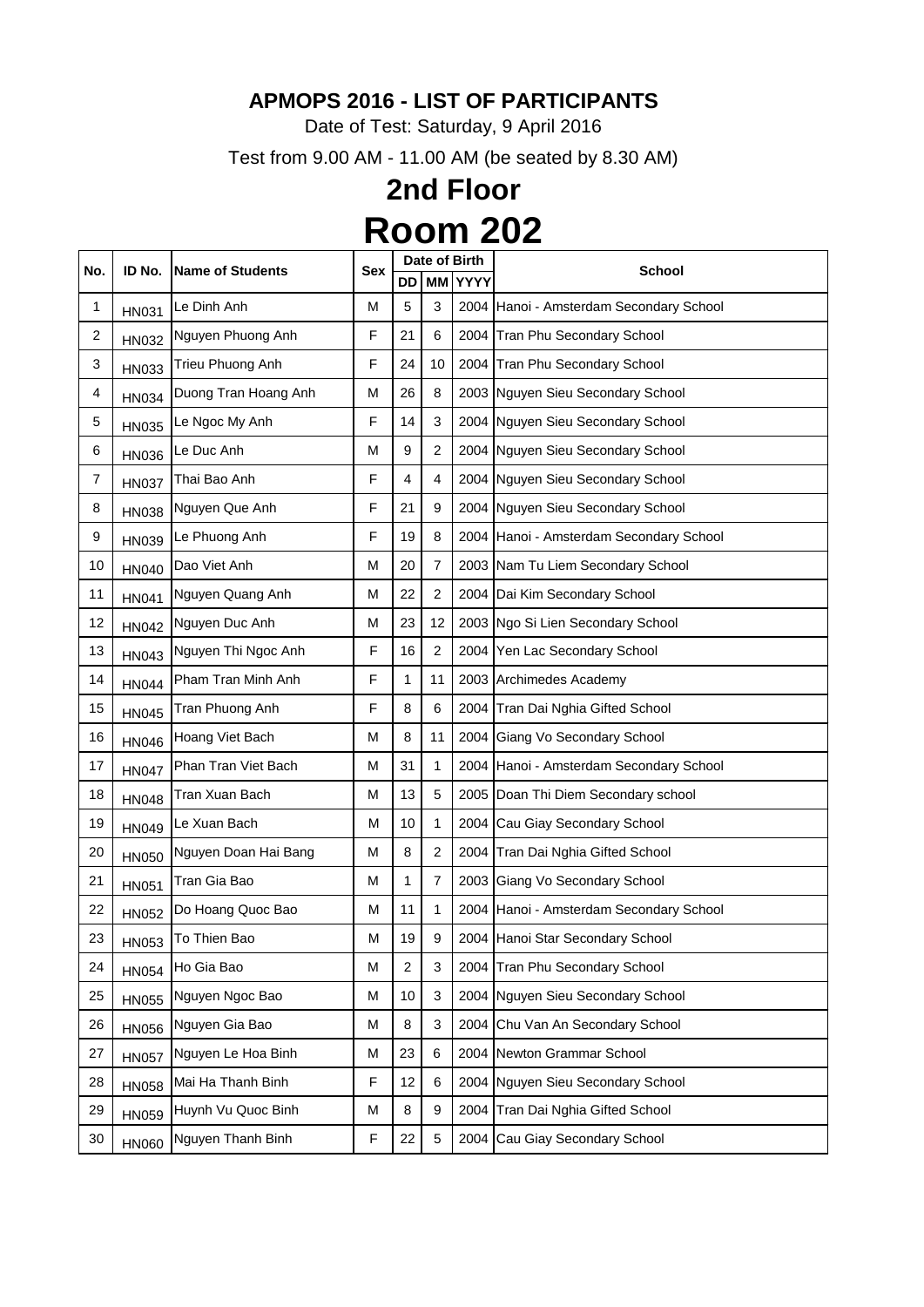**APMOPS 2016 - LIST OF PARTICIPANTS**

Date of Test: Saturday, 9 April 2016

Test from 9.00 AM - 11.00 AM (be seated by 8.30 AM)

# 2nd Floor

# Room 202

| No. | ID No. | Name of Students | Sex | Date of Birth | | | School |
|---|---|---|---|---|---|---|---|
| | | | | DD | MM | YYYY | |
| 1 | HN031 | Le Dinh Anh | M | 5 | 3 | 2004 | Hanoi - Amsterdam Secondary School |
| 2 | HN032 | Nguyen Phuong Anh | F | 21 | 6 | 2004 | Tran Phu Secondary School |
| 3 | HN033 | Trieu Phuong Anh | F | 24 | 10 | 2004 | Tran Phu Secondary School |
| 4 | HN034 | Duong Tran Hoang Anh | M | 26 | 8 | 2003 | Nguyen Sieu Secondary School |
| 5 | HN035 | Le Ngoc My Anh | F | 14 | 3 | 2004 | Nguyen Sieu Secondary School |
| 6 | HN036 | Le Duc Anh | M | 9 | 2 | 2004 | Nguyen Sieu Secondary School |
| 7 | HN037 | Thai Bao Anh | F | 4 | 4 | 2004 | Nguyen Sieu Secondary School |
| 8 | HN038 | Nguyen Que Anh | F | 21 | 9 | 2004 | Nguyen Sieu Secondary School |
| 9 | HN039 | Le Phuong Anh | F | 19 | 8 | 2004 | Hanoi - Amsterdam Secondary School |
| 10 | HN040 | Dao Viet Anh | M | 20 | 7 | 2003 | Nam Tu Liem Secondary School |
| 11 | HN041 | Nguyen Quang Anh | M | 22 | 2 | 2004 | Dai Kim Secondary School |
| 12 | HN042 | Nguyen Duc Anh | M | 23 | 12 | 2003 | Ngo Si Lien Secondary School |
| 13 | HN043 | Nguyen Thi Ngoc Anh | F | 16 | 2 | 2004 | Yen Lac Secondary School |
| 14 | HN044 | Pham Tran Minh Anh | F | 1 | 11 | 2003 | Archimedes Academy |
| 15 | HN045 | Tran Phuong Anh | F | 8 | 6 | 2004 | Tran Dai Nghia Gifted School |
| 16 | HN046 | Hoang Viet Bach | M | 8 | 11 | 2004 | Giang Vo Secondary School |
| 17 | HN047 | Phan Tran Viet Bach | M | 31 | 1 | 2004 | Hanoi - Amsterdam Secondary School |
| 18 | HN048 | Tran Xuan Bach | M | 13 | 5 | 2005 | Doan Thi Diem Secondary school |
| 19 | HN049 | Le Xuan Bach | M | 10 | 1 | 2004 | Cau Giay Secondary School |
| 20 | HN050 | Nguyen Doan Hai Bang | M | 8 | 2 | 2004 | Tran Dai Nghia Gifted School |
| 21 | HN051 | Tran Gia Bao | M | 1 | 7 | 2003 | Giang Vo Secondary School |
| 22 | HN052 | Do Hoang Quoc Bao | M | 11 | 1 | 2004 | Hanoi - Amsterdam Secondary School |
| 23 | HN053 | To Thien Bao | M | 19 | 9 | 2004 | Hanoi Star Secondary School |
| 24 | HN054 | Ho Gia Bao | M | 2 | 3 | 2004 | Tran Phu Secondary School |
| 25 | HN055 | Nguyen Ngoc Bao | M | 10 | 3 | 2004 | Nguyen Sieu Secondary School |
| 26 | HN056 | Nguyen Gia Bao | M | 8 | 3 | 2004 | Chu Van An Secondary School |
| 27 | HN057 | Nguyen Le Hoa Binh | M | 23 | 6 | 2004 | Newton Grammar School |
| 28 | HN058 | Mai Ha Thanh Binh | F | 12 | 6 | 2004 | Nguyen Sieu Secondary School |
| 29 | HN059 | Huynh Vu Quoc Binh | M | 8 | 9 | 2004 | Tran Dai Nghia Gifted School |
| 30 | HN060 | Nguyen Thanh Binh | F | 22 | 5 | 2004 | Cau Giay Secondary School |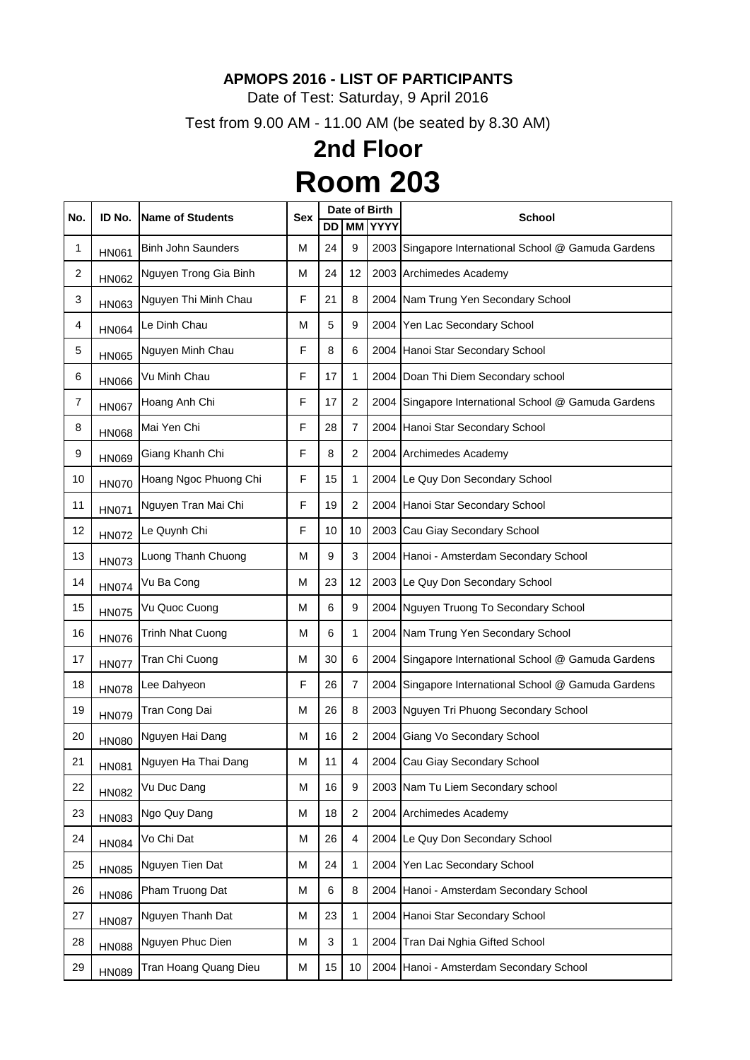**APMOPS 2016 - LIST OF PARTICIPANTS**

Date of Test: Saturday, 9 April 2016

Test from 9.00 AM - 11.00 AM (be seated by 8.30 AM)

# 2nd Floor

# Room 203

| No. | ID No. | Name of Students | Sex | Date of Birth | | | School |
|---|---|---|---|---|---|---|---|
| | | | | DD | MM | YYYY | |
| 1 | HN061 | Binh John Saunders | M | 24 | 9 | 2003 | Singapore International School @ Gamuda Gardens |
| 2 | HN062 | Nguyen Trong Gia Binh | M | 24 | 12 | 2003 | Archimedes Academy |
| 3 | HN063 | Nguyen Thi Minh Chau | F | 21 | 8 | 2004 | Nam Trung Yen Secondary School |
| 4 | HN064 | Le Dinh Chau | M | 5 | 9 | 2004 | Yen Lac Secondary School |
| 5 | HN065 | Nguyen Minh Chau | F | 8 | 6 | 2004 | Hanoi Star Secondary School |
| 6 | HN066 | Vu Minh Chau | F | 17 | 1 | 2004 | Doan Thi Diem Secondary school |
| 7 | HN067 | Hoang Anh Chi | F | 17 | 2 | 2004 | Singapore International School @ Gamuda Gardens |
| 8 | HN068 | Mai Yen Chi | F | 28 | 7 | 2004 | Hanoi Star Secondary School |
| 9 | HN069 | Giang Khanh Chi | F | 8 | 2 | 2004 | Archimedes Academy |
| 10 | HN070 | Hoang Ngoc Phuong Chi | F | 15 | 1 | 2004 | Le Quy Don Secondary School |
| 11 | HN071 | Nguyen Tran Mai Chi | F | 19 | 2 | 2004 | Hanoi Star Secondary School |
| 12 | HN072 | Le Quynh Chi | F | 10 | 10 | 2003 | Cau Giay Secondary School |
| 13 | HN073 | Luong Thanh Chuong | M | 9 | 3 | 2004 | Hanoi - Amsterdam Secondary School |
| 14 | HN074 | Vu Ba Cong | M | 23 | 12 | 2003 | Le Quy Don Secondary School |
| 15 | HN075 | Vu Quoc Cuong | M | 6 | 9 | 2004 | Nguyen Truong To Secondary School |
| 16 | HN076 | Trinh Nhat Cuong | M | 6 | 1 | 2004 | Nam Trung Yen Secondary School |
| 17 | HN077 | Tran Chi Cuong | M | 30 | 6 | 2004 | Singapore International School @ Gamuda Gardens |
| 18 | HN078 | Lee Dahyeon | F | 26 | 7 | 2004 | Singapore International School @ Gamuda Gardens |
| 19 | HN079 | Tran Cong Dai | M | 26 | 8 | 2003 | Nguyen Tri Phuong Secondary School |
| 20 | HN080 | Nguyen Hai Dang | M | 16 | 2 | 2004 | Giang Vo Secondary School |
| 21 | HN081 | Nguyen Ha Thai Dang | M | 11 | 4 | 2004 | Cau Giay Secondary School |
| 22 | HN082 | Vu Duc Dang | M | 16 | 9 | 2003 | Nam Tu Liem Secondary school |
| 23 | HN083 | Ngo Quy Dang | M | 18 | 2 | 2004 | Archimedes Academy |
| 24 | HN084 | Vo Chi Dat | M | 26 | 4 | 2004 | Le Quy Don Secondary School |
| 25 | HN085 | Nguyen Tien Dat | M | 24 | 1 | 2004 | Yen Lac Secondary School |
| 26 | HN086 | Pham Truong Dat | M | 6 | 8 | 2004 | Hanoi - Amsterdam Secondary School |
| 27 | HN087 | Nguyen Thanh Dat | M | 23 | 1 | 2004 | Hanoi Star Secondary School |
| 28 | HN088 | Nguyen Phuc Dien | M | 3 | 1 | 2004 | Tran Dai Nghia Gifted School |
| 29 | HN089 | Tran Hoang Quang Dieu | M | 15 | 10 | 2004 | Hanoi - Amsterdam Secondary School |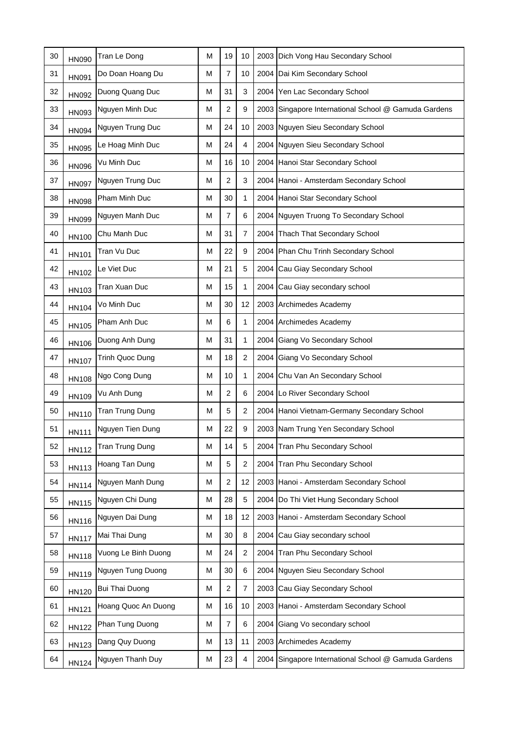| | | | | | | | |
|---|---|---|---|---|---|---|---|
| 30 | HN090 | Tran Le Dong | M | 19 | 10 | 2003 | Dich Vong Hau Secondary School |
| 31 | HN091 | Do Doan Hoang Du | M | 7 | 10 | 2004 | Dai Kim Secondary School |
| 32 | HN092 | Duong Quang Duc | M | 31 | 3 | 2004 | Yen Lac Secondary School |
| 33 | HN093 | Nguyen Minh Duc | M | 2 | 9 | 2003 | Singapore International School @ Gamuda Gardens |
| 34 | HN094 | Nguyen Trung Duc | M | 24 | 10 | 2003 | Nguyen Sieu Secondary School |
| 35 | HN095 | Le Hoag Minh Duc | M | 24 | 4 | 2004 | Nguyen Sieu Secondary School |
| 36 | HN096 | Vu Minh Duc | M | 16 | 10 | 2004 | Hanoi Star Secondary School |
| 37 | HN097 | Nguyen Trung Duc | M | 2 | 3 | 2004 | Hanoi - Amsterdam Secondary School |
| 38 | HN098 | Pham Minh Duc | M | 30 | 1 | 2004 | Hanoi Star Secondary School |
| 39 | HN099 | Nguyen Manh Duc | M | 7 | 6 | 2004 | Nguyen Truong To Secondary School |
| 40 | HN100 | Chu Manh Duc | M | 31 | 7 | 2004 | Thach That Secondary School |
| 41 | HN101 | Tran Vu Duc | M | 22 | 9 | 2004 | Phan Chu Trinh Secondary School |
| 42 | HN102 | Le Viet Duc | M | 21 | 5 | 2004 | Cau Giay Secondary School |
| 43 | HN103 | Tran Xuan Duc | M | 15 | 1 | 2004 | Cau Giay secondary school |
| 44 | HN104 | Vo Minh Duc | M | 30 | 12 | 2003 | Archimedes Academy |
| 45 | HN105 | Pham Anh Duc | M | 6 | 1 | 2004 | Archimedes Academy |
| 46 | HN106 | Duong Anh Dung | M | 31 | 1 | 2004 | Giang Vo Secondary School |
| 47 | HN107 | Trinh Quoc Dung | M | 18 | 2 | 2004 | Giang Vo Secondary School |
| 48 | HN108 | Ngo Cong Dung | M | 10 | 1 | 2004 | Chu Van An Secondary School |
| 49 | HN109 | Vu Anh Dung | M | 2 | 6 | 2004 | Lo River Secondary School |
| 50 | HN110 | Tran Trung Dung | M | 5 | 2 | 2004 | Hanoi Vietnam-Germany Secondary School |
| 51 | HN111 | Nguyen Tien Dung | M | 22 | 9 | 2003 | Nam Trung Yen Secondary School |
| 52 | HN112 | Tran Trung Dung | M | 14 | 5 | 2004 | Tran Phu Secondary School |
| 53 | HN113 | Hoang Tan Dung | M | 5 | 2 | 2004 | Tran Phu Secondary School |
| 54 | HN114 | Nguyen Manh Dung | M | 2 | 12 | 2003 | Hanoi - Amsterdam Secondary School |
| 55 | HN115 | Nguyen Chi Dung | M | 28 | 5 | 2004 | Do Thi Viet Hung Secondary School |
| 56 | HN116 | Nguyen Dai Dung | M | 18 | 12 | 2003 | Hanoi - Amsterdam Secondary School |
| 57 | HN117 | Mai Thai Dung | M | 30 | 8 | 2004 | Cau Giay secondary school |
| 58 | HN118 | Vuong Le Binh Duong | M | 24 | 2 | 2004 | Tran Phu Secondary School |
| 59 | HN119 | Nguyen Tung Duong | M | 30 | 6 | 2004 | Nguyen Sieu Secondary School |
| 60 | HN120 | Bui Thai Duong | M | 2 | 7 | 2003 | Cau Giay Secondary School |
| 61 | HN121 | Hoang Quoc An Duong | M | 16 | 10 | 2003 | Hanoi - Amsterdam Secondary School |
| 62 | HN122 | Phan Tung Duong | M | 7 | 6 | 2004 | Giang Vo secondary school |
| 63 | HN123 | Dang Quy Duong | M | 13 | 11 | 2003 | Archimedes Academy |
| 64 | HN124 | Nguyen Thanh Duy | M | 23 | 4 | 2004 | Singapore International School @ Gamuda Gardens |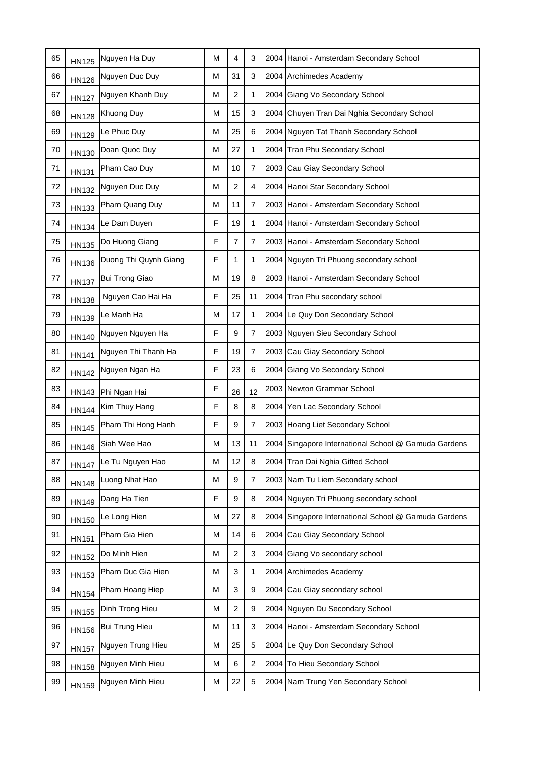| 65 | HN125 | Nguyen Ha Duy | M | 4 | 3 | 2004 | Hanoi - Amsterdam Secondary School |
|---|---|---|---|---|---|---|---|
| 66 | HN126 | Nguyen Duc Duy | M | 31 | 3 | 2004 | Archimedes Academy |
| 67 | HN127 | Nguyen Khanh Duy | M | 2 | 1 | 2004 | Giang Vo Secondary School |
| 68 | HN128 | Khuong Duy | M | 15 | 3 | 2004 | Chuyen Tran Dai Nghia Secondary School |
| 69 | HN129 | Le Phuc Duy | M | 25 | 6 | 2004 | Nguyen Tat Thanh Secondary School |
| 70 | HN130 | Doan Quoc Duy | M | 27 | 1 | 2004 | Tran Phu Secondary School |
| 71 | HN131 | Pham Cao Duy | M | 10 | 7 | 2003 | Cau Giay Secondary School |
| 72 | HN132 | Nguyen Duc Duy | M | 2 | 4 | 2004 | Hanoi Star Secondary School |
| 73 | HN133 | Pham Quang Duy | M | 11 | 7 | 2003 | Hanoi - Amsterdam Secondary School |
| 74 | HN134 | Le Dam Duyen | F | 19 | 1 | 2004 | Hanoi - Amsterdam Secondary School |
| 75 | HN135 | Do Huong Giang | F | 7 | 7 | 2003 | Hanoi - Amsterdam Secondary School |
| 76 | HN136 | Duong Thi Quynh Giang | F | 1 | 1 | 2004 | Nguyen Tri Phuong secondary school |
| 77 | HN137 | Bui Trong Giao | M | 19 | 8 | 2003 | Hanoi - Amsterdam Secondary School |
| 78 | HN138 | Nguyen Cao Hai Ha | F | 25 | 11 | 2004 | Tran Phu secondary school |
| 79 | HN139 | Le Manh Ha | M | 17 | 1 | 2004 | Le Quy Don Secondary School |
| 80 | HN140 | Nguyen Nguyen Ha | F | 9 | 7 | 2003 | Nguyen Sieu Secondary School |
| 81 | HN141 | Nguyen Thi Thanh Ha | F | 19 | 7 | 2003 | Cau Giay Secondary School |
| 82 | HN142 | Nguyen Ngan Ha | F | 23 | 6 | 2004 | Giang Vo Secondary School |
| 83 | HN143 | Phi Ngan Hai | F | 26 | 12 | 2003 | Newton Grammar School |
| 84 | HN144 | Kim Thuy Hang | F | 8 | 8 | 2004 | Yen Lac Secondary School |
| 85 | HN145 | Pham Thi Hong Hanh | F | 9 | 7 | 2003 | Hoang Liet Secondary School |
| 86 | HN146 | Siah Wee Hao | M | 13 | 11 | 2004 | Singapore International School @ Gamuda Gardens |
| 87 | HN147 | Le Tu Nguyen Hao | M | 12 | 8 | 2004 | Tran Dai Nghia Gifted School |
| 88 | HN148 | Luong Nhat Hao | M | 9 | 7 | 2003 | Nam Tu Liem Secondary school |
| 89 | HN149 | Dang Ha Tien | F | 9 | 8 | 2004 | Nguyen Tri Phuong secondary school |
| 90 | HN150 | Le Long Hien | M | 27 | 8 | 2004 | Singapore International School @ Gamuda Gardens |
| 91 | HN151 | Pham Gia Hien | M | 14 | 6 | 2004 | Cau Giay Secondary School |
| 92 | HN152 | Do Minh Hien | M | 2 | 3 | 2004 | Giang Vo secondary school |
| 93 | HN153 | Pham Duc Gia Hien | M | 3 | 1 | 2004 | Archimedes Academy |
| 94 | HN154 | Pham Hoang Hiep | M | 3 | 9 | 2004 | Cau Giay secondary school |
| 95 | HN155 | Dinh Trong Hieu | M | 2 | 9 | 2004 | Nguyen Du Secondary School |
| 96 | HN156 | Bui Trung Hieu | M | 11 | 3 | 2004 | Hanoi - Amsterdam Secondary School |
| 97 | HN157 | Nguyen Trung Hieu | M | 25 | 5 | 2004 | Le Quy Don Secondary School |
| 98 | HN158 | Nguyen Minh Hieu | M | 6 | 2 | 2004 | To Hieu Secondary School |
| 99 | HN159 | Nguyen Minh Hieu | M | 22 | 5 | 2004 | Nam Trung Yen Secondary School |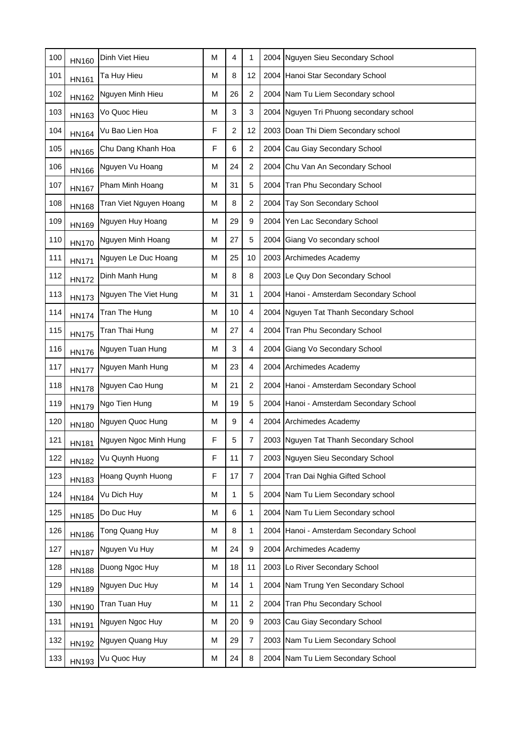| 100 | HN160 | Dinh Viet Hieu | M | 4 | 1 | 2004 | Nguyen Sieu Secondary School |
|---|---|---|---|---|---|---|---|
| 101 | HN161 | Ta Huy Hieu | M | 8 | 12 | 2004 | Hanoi Star Secondary School |
| 102 | HN162 | Nguyen Minh Hieu | M | 26 | 2 | 2004 | Nam Tu Liem Secondary school |
| 103 | HN163 | Vo Quoc Hieu | M | 3 | 3 | 2004 | Nguyen Tri Phuong secondary school |
| 104 | HN164 | Vu Bao Lien Hoa | F | 2 | 12 | 2003 | Doan Thi Diem Secondary school |
| 105 | HN165 | Chu Dang Khanh Hoa | F | 6 | 2 | 2004 | Cau Giay Secondary School |
| 106 | HN166 | Nguyen Vu Hoang | M | 24 | 2 | 2004 | Chu Van An Secondary School |
| 107 | HN167 | Pham Minh Hoang | M | 31 | 5 | 2004 | Tran Phu Secondary School |
| 108 | HN168 | Tran Viet Nguyen Hoang | M | 8 | 2 | 2004 | Tay Son Secondary School |
| 109 | HN169 | Nguyen Huy Hoang | M | 29 | 9 | 2004 | Yen Lac Secondary School |
| 110 | HN170 | Nguyen Minh Hoang | M | 27 | 5 | 2004 | Giang Vo secondary school |
| 111 | HN171 | Nguyen Le Duc Hoang | M | 25 | 10 | 2003 | Archimedes Academy |
| 112 | HN172 | Dinh Manh Hung | M | 8 | 8 | 2003 | Le Quy Don Secondary School |
| 113 | HN173 | Nguyen The Viet Hung | M | 31 | 1 | 2004 | Hanoi - Amsterdam Secondary School |
| 114 | HN174 | Tran The Hung | M | 10 | 4 | 2004 | Nguyen Tat Thanh Secondary School |
| 115 | HN175 | Tran Thai Hung | M | 27 | 4 | 2004 | Tran Phu Secondary School |
| 116 | HN176 | Nguyen Tuan Hung | M | 3 | 4 | 2004 | Giang Vo Secondary School |
| 117 | HN177 | Nguyen Manh Hung | M | 23 | 4 | 2004 | Archimedes Academy |
| 118 | HN178 | Nguyen Cao Hung | M | 21 | 2 | 2004 | Hanoi - Amsterdam Secondary School |
| 119 | HN179 | Ngo Tien Hung | M | 19 | 5 | 2004 | Hanoi - Amsterdam Secondary School |
| 120 | HN180 | Nguyen Quoc Hung | M | 9 | 4 | 2004 | Archimedes Academy |
| 121 | HN181 | Nguyen Ngoc Minh Hung | F | 5 | 7 | 2003 | Nguyen Tat Thanh Secondary School |
| 122 | HN182 | Vu Quynh Huong | F | 11 | 7 | 2003 | Nguyen Sieu Secondary School |
| 123 | HN183 | Hoang Quynh Huong | F | 17 | 7 | 2004 | Tran Dai Nghia Gifted School |
| 124 | HN184 | Vu Dich Huy | M | 1 | 5 | 2004 | Nam Tu Liem Secondary school |
| 125 | HN185 | Do Duc Huy | M | 6 | 1 | 2004 | Nam Tu Liem Secondary school |
| 126 | HN186 | Tong Quang Huy | M | 8 | 1 | 2004 | Hanoi - Amsterdam Secondary School |
| 127 | HN187 | Nguyen Vu Huy | M | 24 | 9 | 2004 | Archimedes Academy |
| 128 | HN188 | Duong Ngoc Huy | M | 18 | 11 | 2003 | Lo River Secondary School |
| 129 | HN189 | Nguyen Duc Huy | M | 14 | 1 | 2004 | Nam Trung Yen Secondary School |
| 130 | HN190 | Tran Tuan Huy | M | 11 | 2 | 2004 | Tran Phu Secondary School |
| 131 | HN191 | Nguyen Ngoc Huy | M | 20 | 9 | 2003 | Cau Giay Secondary School |
| 132 | HN192 | Nguyen Quang Huy | M | 29 | 7 | 2003 | Nam Tu Liem Secondary School |
| 133 | HN193 | Vu Quoc Huy | M | 24 | 8 | 2004 | Nam Tu Liem Secondary School |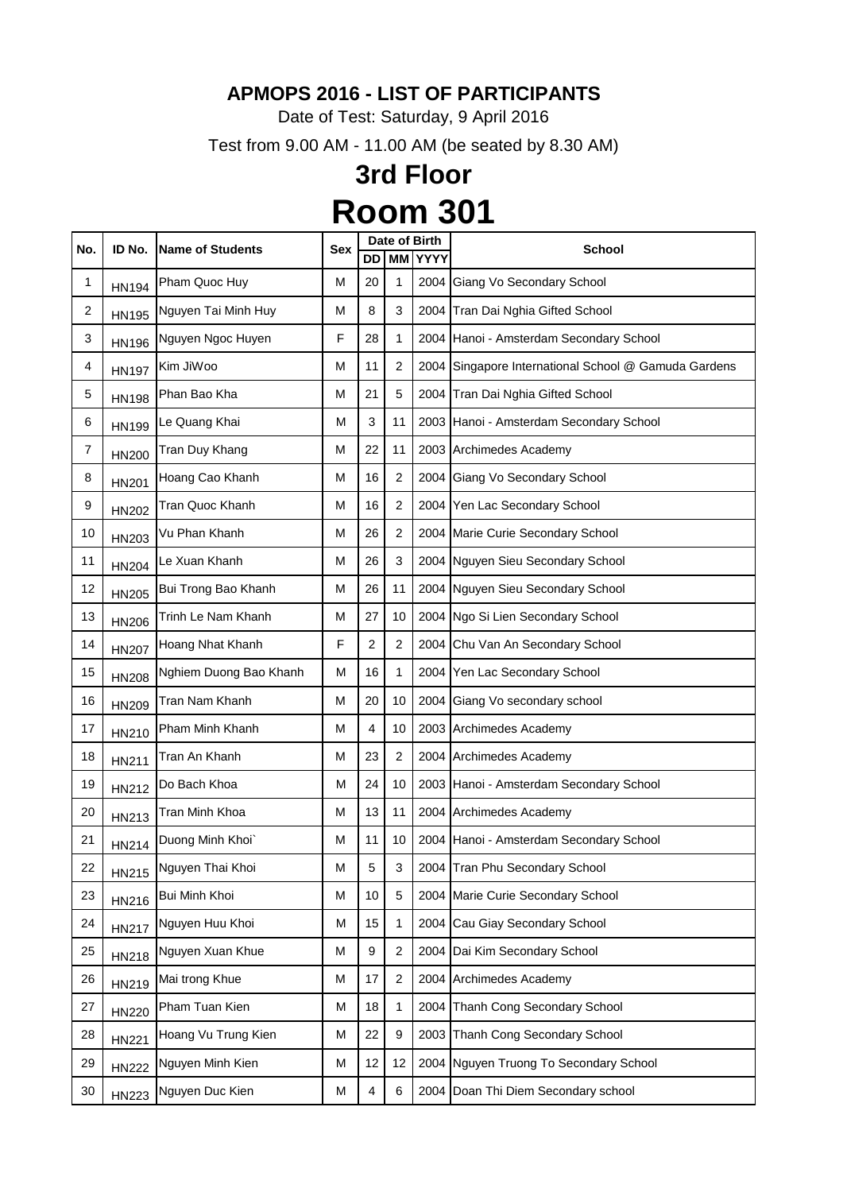**APMOPS 2016 - LIST OF PARTICIPANTS**

Date of Test: Saturday, 9 April 2016

Test from 9.00 AM - 11.00 AM (be seated by 8.30 AM)

## 3rd Floor

# Room 301

| No. | ID No. | Name of Students | Sex | Date of Birth | | | School |
|---|---|---|---|---|---|---|---|
| | | | | DD | MM | YYYY | |
| 1 | HN194 | Pham Quoc Huy | M | 20 | 1 | 2004 | Giang Vo Secondary School |
| 2 | HN195 | Nguyen Tai Minh Huy | M | 8 | 3 | 2004 | Tran Dai Nghia Gifted School |
| 3 | HN196 | Nguyen Ngoc Huyen | F | 28 | 1 | 2004 | Hanoi - Amsterdam Secondary School |
| 4 | HN197 | Kim JiWoo | M | 11 | 2 | 2004 | Singapore International School @ Gamuda Gardens |
| 5 | HN198 | Phan Bao Kha | M | 21 | 5 | 2004 | Tran Dai Nghia Gifted School |
| 6 | HN199 | Le Quang Khai | M | 3 | 11 | 2003 | Hanoi - Amsterdam Secondary School |
| 7 | HN200 | Tran Duy Khang | M | 22 | 11 | 2003 | Archimedes Academy |
| 8 | HN201 | Hoang Cao Khanh | M | 16 | 2 | 2004 | Giang Vo Secondary School |
| 9 | HN202 | Tran Quoc Khanh | M | 16 | 2 | 2004 | Yen Lac Secondary School |
| 10 | HN203 | Vu Phan Khanh | M | 26 | 2 | 2004 | Marie Curie Secondary School |
| 11 | HN204 | Le Xuan Khanh | M | 26 | 3 | 2004 | Nguyen Sieu Secondary School |
| 12 | HN205 | Bui Trong Bao Khanh | M | 26 | 11 | 2004 | Nguyen Sieu Secondary School |
| 13 | HN206 | Trinh Le Nam Khanh | M | 27 | 10 | 2004 | Ngo Si Lien Secondary School |
| 14 | HN207 | Hoang Nhat Khanh | F | 2 | 2 | 2004 | Chu Van An Secondary School |
| 15 | HN208 | Nghiem Duong Bao Khanh | M | 16 | 1 | 2004 | Yen Lac Secondary School |
| 16 | HN209 | Tran Nam Khanh | M | 20 | 10 | 2004 | Giang Vo secondary school |
| 17 | HN210 | Pham Minh Khanh | M | 4 | 10 | 2003 | Archimedes Academy |
| 18 | HN211 | Tran An Khanh | M | 23 | 2 | 2004 | Archimedes Academy |
| 19 | HN212 | Do Bach Khoa | M | 24 | 10 | 2003 | Hanoi - Amsterdam Secondary School |
| 20 | HN213 | Tran Minh Khoa | M | 13 | 11 | 2004 | Archimedes Academy |
| 21 | HN214 | Duong Minh Khoi` | M | 11 | 10 | 2004 | Hanoi - Amsterdam Secondary School |
| 22 | HN215 | Nguyen Thai Khoi | M | 5 | 3 | 2004 | Tran Phu Secondary School |
| 23 | HN216 | Bui Minh Khoi | M | 10 | 5 | 2004 | Marie Curie Secondary School |
| 24 | HN217 | Nguyen Huu Khoi | M | 15 | 1 | 2004 | Cau Giay Secondary School |
| 25 | HN218 | Nguyen Xuan Khue | M | 9 | 2 | 2004 | Dai Kim Secondary School |
| 26 | HN219 | Mai trong Khue | M | 17 | 2 | 2004 | Archimedes Academy |
| 27 | HN220 | Pham Tuan Kien | M | 18 | 1 | 2004 | Thanh Cong Secondary School |
| 28 | HN221 | Hoang Vu Trung Kien | M | 22 | 9 | 2003 | Thanh Cong Secondary School |
| 29 | HN222 | Nguyen Minh Kien | M | 12 | 12 | 2004 | Nguyen Truong To Secondary School |
| 30 | HN223 | Nguyen Duc Kien | M | 4 | 6 | 2004 | Doan Thi Diem Secondary school |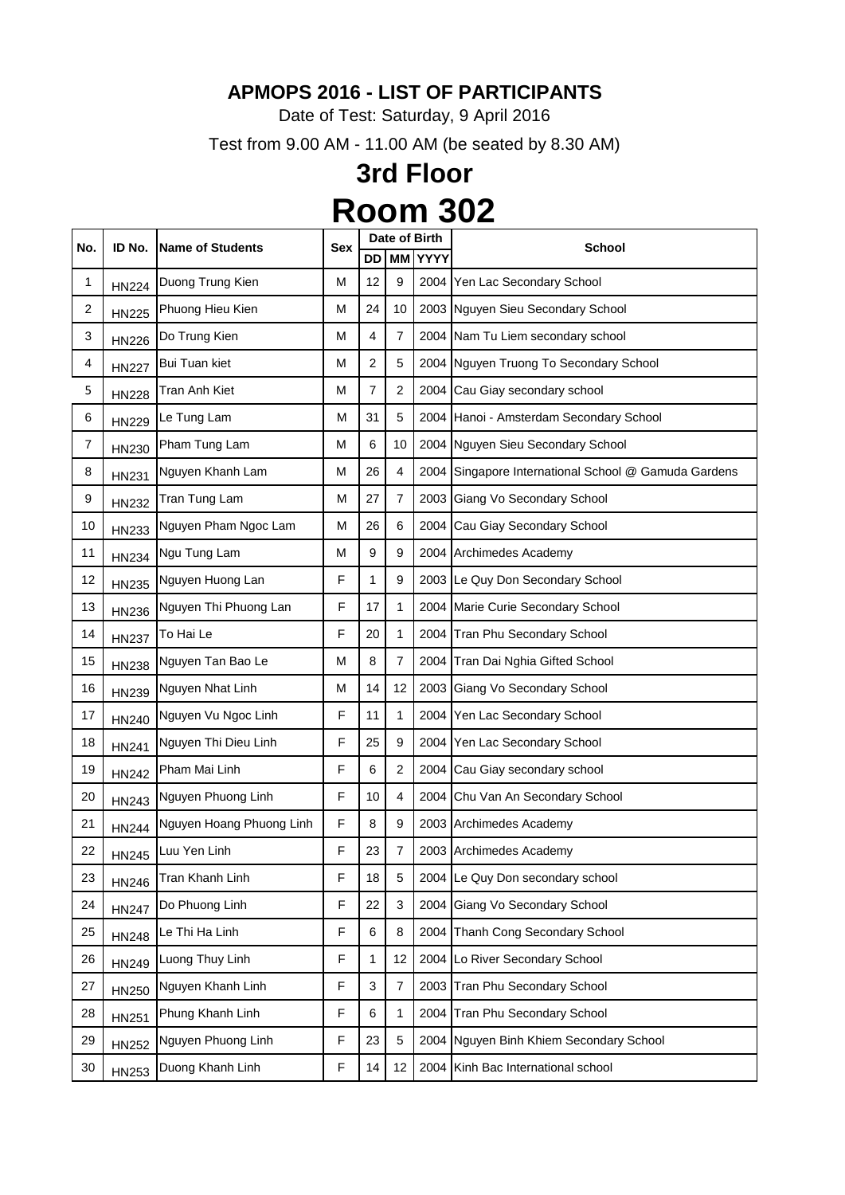**APMOPS 2016 - LIST OF PARTICIPANTS**

Date of Test: Saturday, 9 April 2016

Test from 9.00 AM - 11.00 AM (be seated by 8.30 AM)

## 3rd Floor

# Room 302

| No. | ID No. | Name of Students | Sex | Date of Birth | | | School |
|---|---|---|---|---|---|---|---|
| | | | | DD | MM | YYYY | |
| 1 | HN224 | Duong Trung Kien | M | 12 | 9 | 2004 | Yen Lac Secondary School |
| 2 | HN225 | Phuong Hieu Kien | M | 24 | 10 | 2003 | Nguyen Sieu Secondary School |
| 3 | HN226 | Do Trung Kien | M | 4 | 7 | 2004 | Nam Tu Liem secondary school |
| 4 | HN227 | Bui Tuan kiet | M | 2 | 5 | 2004 | Nguyen Truong To Secondary School |
| 5 | HN228 | Tran Anh Kiet | M | 7 | 2 | 2004 | Cau Giay secondary school |
| 6 | HN229 | Le Tung Lam | M | 31 | 5 | 2004 | Hanoi - Amsterdam Secondary School |
| 7 | HN230 | Pham Tung Lam | M | 6 | 10 | 2004 | Nguyen Sieu Secondary School |
| 8 | HN231 | Nguyen Khanh Lam | M | 26 | 4 | 2004 | Singapore International School @ Gamuda Gardens |
| 9 | HN232 | Tran Tung Lam | M | 27 | 7 | 2003 | Giang Vo Secondary School |
| 10 | HN233 | Nguyen Pham Ngoc Lam | M | 26 | 6 | 2004 | Cau Giay Secondary School |
| 11 | HN234 | Ngu Tung Lam | M | 9 | 9 | 2004 | Archimedes Academy |
| 12 | HN235 | Nguyen Huong Lan | F | 1 | 9 | 2003 | Le Quy Don Secondary School |
| 13 | HN236 | Nguyen Thi Phuong Lan | F | 17 | 1 | 2004 | Marie Curie Secondary School |
| 14 | HN237 | To Hai Le | F | 20 | 1 | 2004 | Tran Phu Secondary School |
| 15 | HN238 | Nguyen Tan Bao Le | M | 8 | 7 | 2004 | Tran Dai Nghia Gifted School |
| 16 | HN239 | Nguyen Nhat Linh | M | 14 | 12 | 2003 | Giang Vo Secondary School |
| 17 | HN240 | Nguyen Vu Ngoc Linh | F | 11 | 1 | 2004 | Yen Lac Secondary School |
| 18 | HN241 | Nguyen Thi Dieu Linh | F | 25 | 9 | 2004 | Yen Lac Secondary School |
| 19 | HN242 | Pham Mai Linh | F | 6 | 2 | 2004 | Cau Giay secondary school |
| 20 | HN243 | Nguyen Phuong Linh | F | 10 | 4 | 2004 | Chu Van An Secondary School |
| 21 | HN244 | Nguyen Hoang Phuong Linh | F | 8 | 9 | 2003 | Archimedes Academy |
| 22 | HN245 | Luu Yen Linh | F | 23 | 7 | 2003 | Archimedes Academy |
| 23 | HN246 | Tran Khanh Linh | F | 18 | 5 | 2004 | Le Quy Don secondary school |
| 24 | HN247 | Do Phuong Linh | F | 22 | 3 | 2004 | Giang Vo Secondary School |
| 25 | HN248 | Le Thi Ha Linh | F | 6 | 8 | 2004 | Thanh Cong Secondary School |
| 26 | HN249 | Luong Thuy Linh | F | 1 | 12 | 2004 | Lo River Secondary School |
| 27 | HN250 | Nguyen Khanh Linh | F | 3 | 7 | 2003 | Tran Phu Secondary School |
| 28 | HN251 | Phung Khanh Linh | F | 6 | 1 | 2004 | Tran Phu Secondary School |
| 29 | HN252 | Nguyen Phuong Linh | F | 23 | 5 | 2004 | Nguyen Binh Khiem Secondary School |
| 30 | HN253 | Duong Khanh Linh | F | 14 | 12 | 2004 | Kinh Bac International school |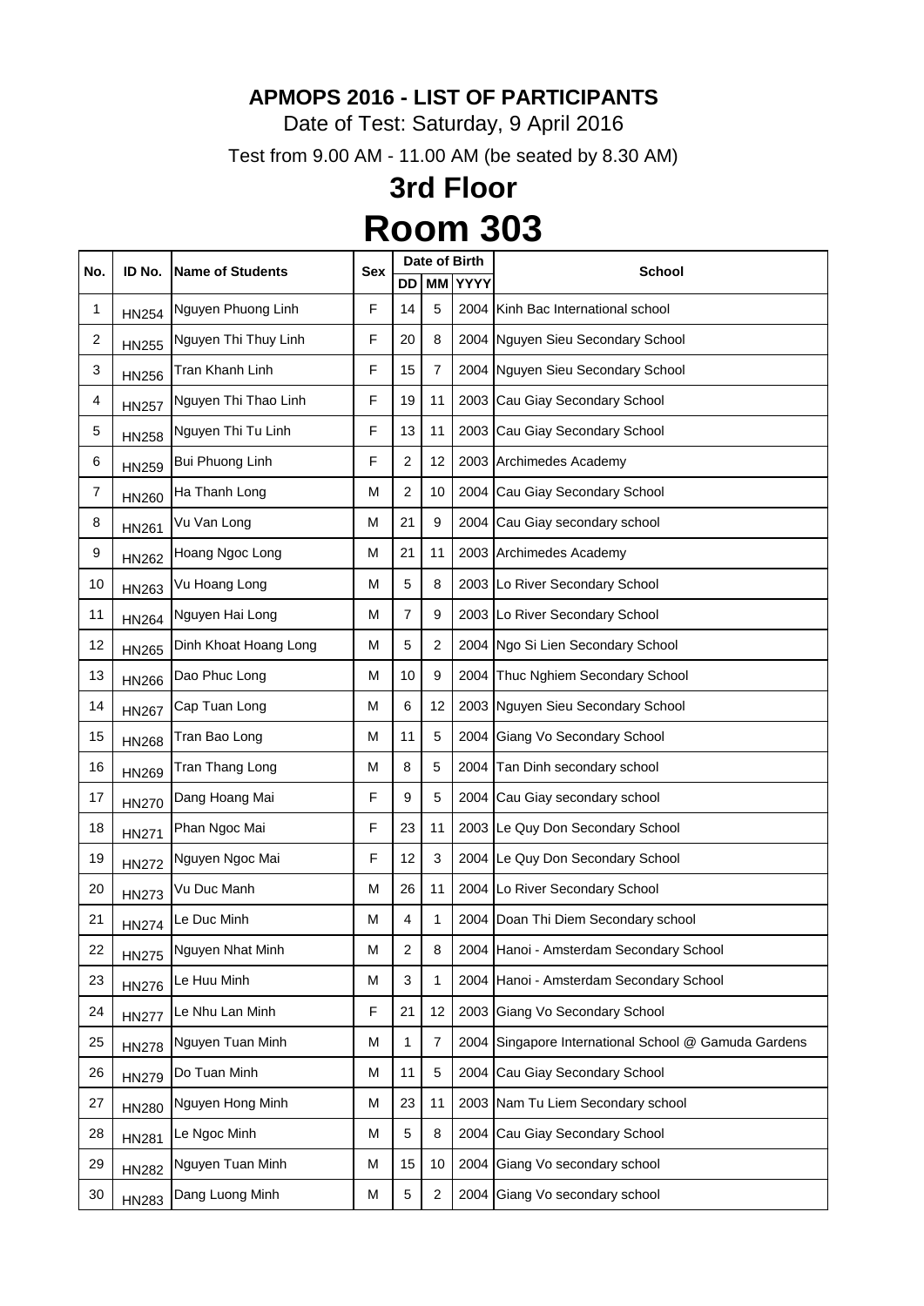**APMOPS 2016 - LIST OF PARTICIPANTS**

Date of Test: Saturday, 9 April 2016

Test from 9.00 AM - 11.00 AM (be seated by 8.30 AM)

## 3rd Floor

# Room 303

| No. | ID No. | Name of Students | Sex | Date of Birth | | | School |
|---|---|---|---|---|---|---|---|
| | | | | DD | MM | YYYY | |
| 1 | HN254 | Nguyen Phuong Linh | F | 14 | 5 | 2004 | Kinh Bac International school |
| 2 | HN255 | Nguyen Thi Thuy Linh | F | 20 | 8 | 2004 | Nguyen Sieu Secondary School |
| 3 | HN256 | Tran Khanh Linh | F | 15 | 7 | 2004 | Nguyen Sieu Secondary School |
| 4 | HN257 | Nguyen Thi Thao Linh | F | 19 | 11 | 2003 | Cau Giay Secondary School |
| 5 | HN258 | Nguyen Thi Tu Linh | F | 13 | 11 | 2003 | Cau Giay Secondary School |
| 6 | HN259 | Bui Phuong Linh | F | 2 | 12 | 2003 | Archimedes Academy |
| 7 | HN260 | Ha Thanh Long | M | 2 | 10 | 2004 | Cau Giay Secondary School |
| 8 | HN261 | Vu Van Long | M | 21 | 9 | 2004 | Cau Giay secondary school |
| 9 | HN262 | Hoang Ngoc Long | M | 21 | 11 | 2003 | Archimedes Academy |
| 10 | HN263 | Vu Hoang Long | M | 5 | 8 | 2003 | Lo River Secondary School |
| 11 | HN264 | Nguyen Hai Long | M | 7 | 9 | 2003 | Lo River Secondary School |
| 12 | HN265 | Dinh Khoat Hoang Long | M | 5 | 2 | 2004 | Ngo Si Lien Secondary School |
| 13 | HN266 | Dao Phuc Long | M | 10 | 9 | 2004 | Thuc Nghiem Secondary School |
| 14 | HN267 | Cap Tuan Long | M | 6 | 12 | 2003 | Nguyen Sieu Secondary School |
| 15 | HN268 | Tran Bao Long | M | 11 | 5 | 2004 | Giang Vo Secondary School |
| 16 | HN269 | Tran Thang Long | M | 8 | 5 | 2004 | Tan Dinh secondary school |
| 17 | HN270 | Dang Hoang Mai | F | 9 | 5 | 2004 | Cau Giay secondary school |
| 18 | HN271 | Phan Ngoc Mai | F | 23 | 11 | 2003 | Le Quy Don Secondary School |
| 19 | HN272 | Nguyen Ngoc Mai | F | 12 | 3 | 2004 | Le Quy Don Secondary School |
| 20 | HN273 | Vu Duc Manh | M | 26 | 11 | 2004 | Lo River Secondary School |
| 21 | HN274 | Le Duc Minh | M | 4 | 1 | 2004 | Doan Thi Diem Secondary school |
| 22 | HN275 | Nguyen Nhat Minh | M | 2 | 8 | 2004 | Hanoi - Amsterdam Secondary School |
| 23 | HN276 | Le Huu Minh | M | 3 | 1 | 2004 | Hanoi - Amsterdam Secondary School |
| 24 | HN277 | Le Nhu Lan Minh | F | 21 | 12 | 2003 | Giang Vo Secondary School |
| 25 | HN278 | Nguyen Tuan Minh | M | 1 | 7 | 2004 | Singapore International School @ Gamuda Gardens |
| 26 | HN279 | Do Tuan Minh | M | 11 | 5 | 2004 | Cau Giay Secondary School |
| 27 | HN280 | Nguyen Hong Minh | M | 23 | 11 | 2003 | Nam Tu Liem Secondary school |
| 28 | HN281 | Le Ngoc Minh | M | 5 | 8 | 2004 | Cau Giay Secondary School |
| 29 | HN282 | Nguyen Tuan Minh | M | 15 | 10 | 2004 | Giang Vo secondary school |
| 30 | HN283 | Dang Luong Minh | M | 5 | 2 | 2004 | Giang Vo secondary school |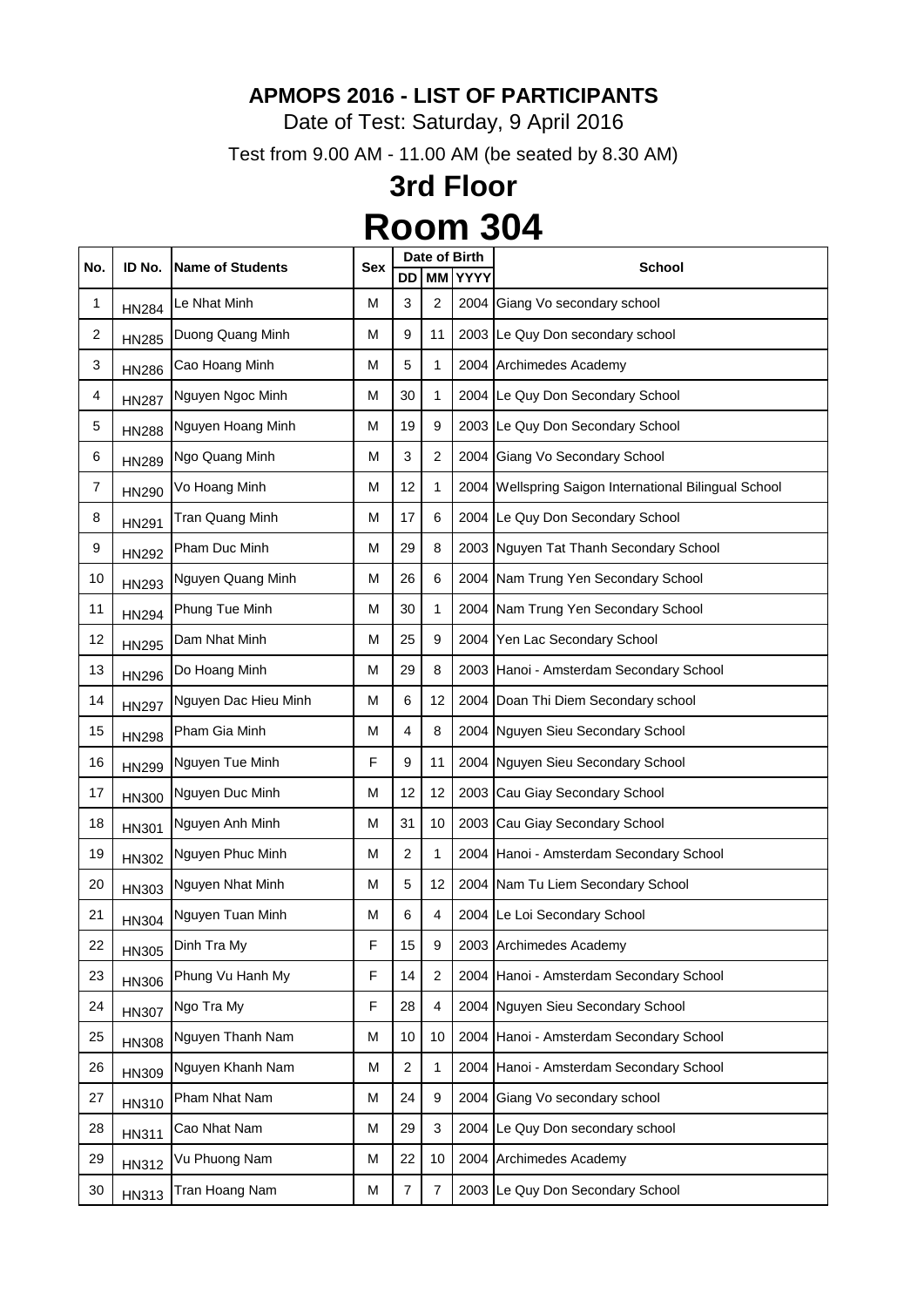**APMOPS 2016 - LIST OF PARTICIPANTS**

Date of Test: Saturday, 9 April 2016

Test from 9.00 AM - 11.00 AM (be seated by 8.30 AM)

## 3rd Floor

# Room 304

| No. | ID No. | Name of Students | Sex | Date of Birth | | | School |
|---|---|---|---|---|---|---|---|
| | | | | DD | MM | YYYY | |
| 1 | HN284 | Le Nhat Minh | M | 3 | 2 | 2004 | Giang Vo secondary school |
| 2 | HN285 | Duong Quang Minh | M | 9 | 11 | 2003 | Le Quy Don secondary school |
| 3 | HN286 | Cao Hoang Minh | M | 5 | 1 | 2004 | Archimedes Academy |
| 4 | HN287 | Nguyen Ngoc Minh | M | 30 | 1 | 2004 | Le Quy Don Secondary School |
| 5 | HN288 | Nguyen Hoang Minh | M | 19 | 9 | 2003 | Le Quy Don Secondary School |
| 6 | HN289 | Ngo Quang Minh | M | 3 | 2 | 2004 | Giang Vo Secondary School |
| 7 | HN290 | Vo Hoang Minh | M | 12 | 1 | 2004 | Wellspring Saigon International Bilingual School |
| 8 | HN291 | Tran Quang Minh | M | 17 | 6 | 2004 | Le Quy Don Secondary School |
| 9 | HN292 | Pham Duc Minh | M | 29 | 8 | 2003 | Nguyen Tat Thanh Secondary School |
| 10 | HN293 | Nguyen Quang Minh | M | 26 | 6 | 2004 | Nam Trung Yen Secondary School |
| 11 | HN294 | Phung Tue Minh | M | 30 | 1 | 2004 | Nam Trung Yen Secondary School |
| 12 | HN295 | Dam Nhat Minh | M | 25 | 9 | 2004 | Yen Lac Secondary School |
| 13 | HN296 | Do Hoang Minh | M | 29 | 8 | 2003 | Hanoi - Amsterdam Secondary School |
| 14 | HN297 | Nguyen Dac Hieu Minh | M | 6 | 12 | 2004 | Doan Thi Diem Secondary school |
| 15 | HN298 | Pham Gia Minh | M | 4 | 8 | 2004 | Nguyen Sieu Secondary School |
| 16 | HN299 | Nguyen Tue Minh | F | 9 | 11 | 2004 | Nguyen Sieu Secondary School |
| 17 | HN300 | Nguyen Duc Minh | M | 12 | 12 | 2003 | Cau Giay Secondary School |
| 18 | HN301 | Nguyen Anh Minh | M | 31 | 10 | 2003 | Cau Giay Secondary School |
| 19 | HN302 | Nguyen Phuc Minh | M | 2 | 1 | 2004 | Hanoi - Amsterdam Secondary School |
| 20 | HN303 | Nguyen Nhat Minh | M | 5 | 12 | 2004 | Nam Tu Liem Secondary School |
| 21 | HN304 | Nguyen Tuan Minh | M | 6 | 4 | 2004 | Le Loi Secondary School |
| 22 | HN305 | Dinh Tra My | F | 15 | 9 | 2003 | Archimedes Academy |
| 23 | HN306 | Phung Vu Hanh My | F | 14 | 2 | 2004 | Hanoi - Amsterdam Secondary School |
| 24 | HN307 | Ngo Tra My | F | 28 | 4 | 2004 | Nguyen Sieu Secondary School |
| 25 | HN308 | Nguyen Thanh Nam | M | 10 | 10 | 2004 | Hanoi - Amsterdam Secondary School |
| 26 | HN309 | Nguyen Khanh Nam | M | 2 | 1 | 2004 | Hanoi - Amsterdam Secondary School |
| 27 | HN310 | Pham Nhat Nam | M | 24 | 9 | 2004 | Giang Vo secondary school |
| 28 | HN311 | Cao Nhat Nam | M | 29 | 3 | 2004 | Le Quy Don secondary school |
| 29 | HN312 | Vu Phuong Nam | M | 22 | 10 | 2004 | Archimedes Academy |
| 30 | HN313 | Tran Hoang Nam | M | 7 | 7 | 2003 | Le Quy Don Secondary School |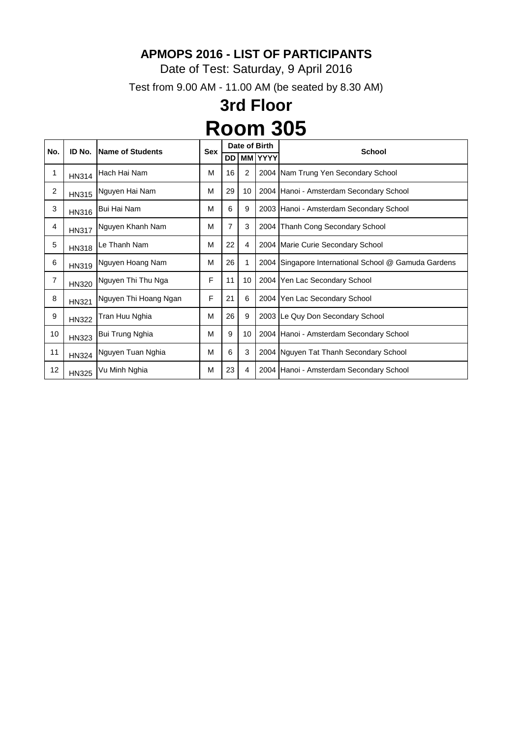# APMOPS 2016 - LIST OF PARTICIPANTS

Date of Test: Saturday, 9 April 2016

Test from 9.00 AM - 11.00 AM (be seated by 8.30 AM)

## 3rd Floor

# Room 305

| No. | ID No. | Name of Students | Sex | Date of Birth | | | School |
|---|---|---|---|---|---|---|---|
| | | | | DD | MM | YYYY | |
| 1 | HN314 | Hach Hai Nam | M | 16 | 2 | 2004 | Nam Trung Yen Secondary School |
| 2 | HN315 | Nguyen Hai Nam | M | 29 | 10 | 2004 | Hanoi - Amsterdam Secondary School |
| 3 | HN316 | Bui Hai Nam | M | 6 | 9 | 2003 | Hanoi - Amsterdam Secondary School |
| 4 | HN317 | Nguyen Khanh Nam | M | 7 | 3 | 2004 | Thanh Cong Secondary School |
| 5 | HN318 | Le Thanh Nam | M | 22 | 4 | 2004 | Marie Curie Secondary School |
| 6 | HN319 | Nguyen Hoang Nam | M | 26 | 1 | 2004 | Singapore International School @ Gamuda Gardens |
| 7 | HN320 | Nguyen Thi Thu Nga | F | 11 | 10 | 2004 | Yen Lac Secondary School |
| 8 | HN321 | Nguyen Thi Hoang Ngan | F | 21 | 6 | 2004 | Yen Lac Secondary School |
| 9 | HN322 | Tran Huu Nghia | M | 26 | 9 | 2003 | Le Quy Don Secondary School |
| 10 | HN323 | Bui Trung Nghia | M | 9 | 10 | 2004 | Hanoi - Amsterdam Secondary School |
| 11 | HN324 | Nguyen Tuan Nghia | M | 6 | 3 | 2004 | Nguyen Tat Thanh Secondary School |
| 12 | HN325 | Vu Minh Nghia | M | 23 | 4 | 2004 | Hanoi - Amsterdam Secondary School |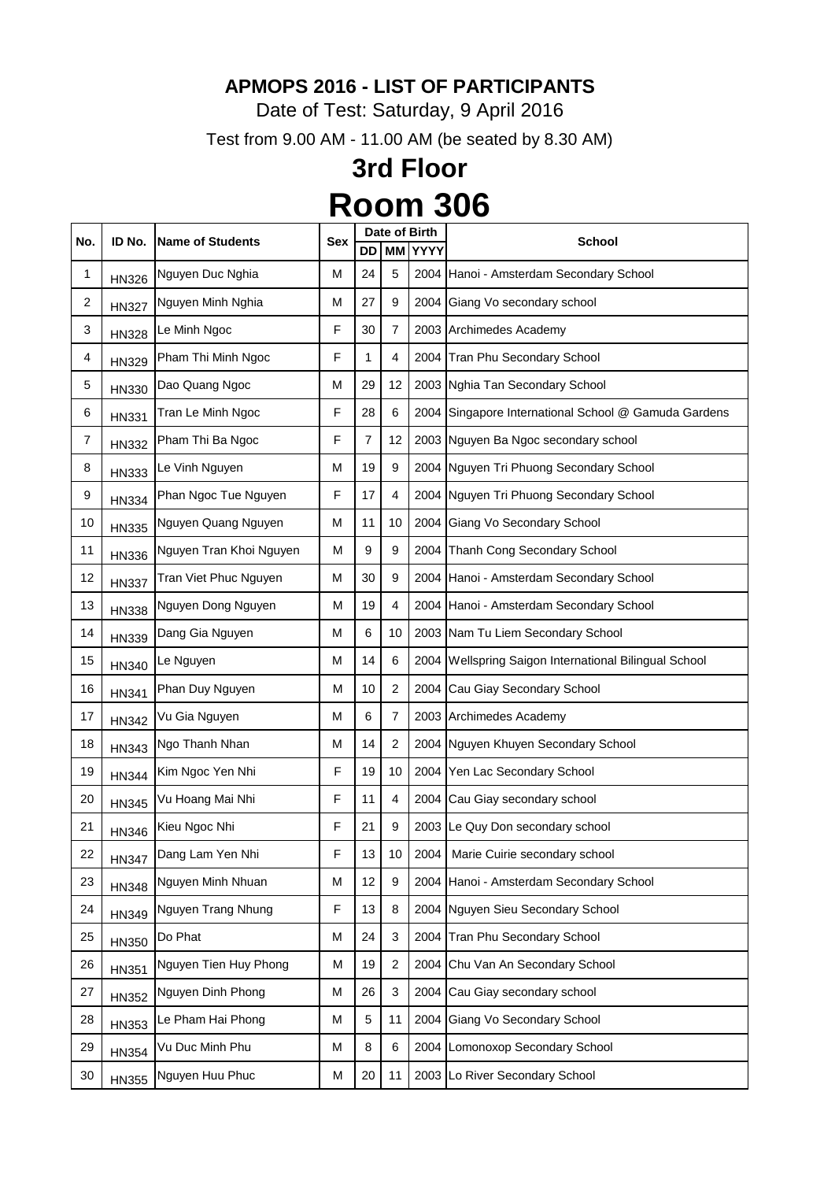# APMOPS 2016 - LIST OF PARTICIPANTS

Date of Test: Saturday, 9 April 2016

Test from 9.00 AM - 11.00 AM (be seated by 8.30 AM)

## 3rd Floor

# Room 306

| No. | ID No. | Name of Students | Sex | Date of Birth | | | School |
|---|---|---|---|---|---|---|---|
| | | | | DD | MM | YYYY | |
| 1 | HN326 | Nguyen Duc Nghia | M | 24 | 5 | 2004 | Hanoi - Amsterdam Secondary School |
| 2 | HN327 | Nguyen Minh Nghia | M | 27 | 9 | 2004 | Giang Vo secondary school |
| 3 | HN328 | Le Minh Ngoc | F | 30 | 7 | 2003 | Archimedes Academy |
| 4 | HN329 | Pham Thi Minh Ngoc | F | 1 | 4 | 2004 | Tran Phu Secondary School |
| 5 | HN330 | Dao Quang Ngoc | M | 29 | 12 | 2003 | Nghia Tan Secondary School |
| 6 | HN331 | Tran Le Minh Ngoc | F | 28 | 6 | 2004 | Singapore International School @ Gamuda Gardens |
| 7 | HN332 | Pham Thi Ba Ngoc | F | 7 | 12 | 2003 | Nguyen Ba Ngoc secondary school |
| 8 | HN333 | Le Vinh Nguyen | M | 19 | 9 | 2004 | Nguyen Tri Phuong Secondary School |
| 9 | HN334 | Phan Ngoc Tue Nguyen | F | 17 | 4 | 2004 | Nguyen Tri Phuong Secondary School |
| 10 | HN335 | Nguyen Quang Nguyen | M | 11 | 10 | 2004 | Giang Vo Secondary School |
| 11 | HN336 | Nguyen Tran Khoi Nguyen | M | 9 | 9 | 2004 | Thanh Cong Secondary School |
| 12 | HN337 | Tran Viet Phuc Nguyen | M | 30 | 9 | 2004 | Hanoi - Amsterdam Secondary School |
| 13 | HN338 | Nguyen Dong Nguyen | M | 19 | 4 | 2004 | Hanoi - Amsterdam Secondary School |
| 14 | HN339 | Dang Gia Nguyen | M | 6 | 10 | 2003 | Nam Tu Liem Secondary School |
| 15 | HN340 | Le Nguyen | M | 14 | 6 | 2004 | Wellspring Saigon International Bilingual School |
| 16 | HN341 | Phan Duy Nguyen | M | 10 | 2 | 2004 | Cau Giay Secondary School |
| 17 | HN342 | Vu Gia Nguyen | M | 6 | 7 | 2003 | Archimedes Academy |
| 18 | HN343 | Ngo Thanh Nhan | M | 14 | 2 | 2004 | Nguyen Khuyen Secondary School |
| 19 | HN344 | Kim Ngoc Yen Nhi | F | 19 | 10 | 2004 | Yen Lac Secondary School |
| 20 | HN345 | Vu Hoang Mai Nhi | F | 11 | 4 | 2004 | Cau Giay secondary school |
| 21 | HN346 | Kieu Ngoc Nhi | F | 21 | 9 | 2003 | Le Quy Don secondary school |
| 22 | HN347 | Dang Lam Yen Nhi | F | 13 | 10 | 2004 | Marie Cuirie secondary school |
| 23 | HN348 | Nguyen Minh Nhuan | M | 12 | 9 | 2004 | Hanoi - Amsterdam Secondary School |
| 24 | HN349 | Nguyen Trang Nhung | F | 13 | 8 | 2004 | Nguyen Sieu Secondary School |
| 25 | HN350 | Do Phat | M | 24 | 3 | 2004 | Tran Phu Secondary School |
| 26 | HN351 | Nguyen Tien Huy Phong | M | 19 | 2 | 2004 | Chu Van An Secondary School |
| 27 | HN352 | Nguyen Dinh Phong | M | 26 | 3 | 2004 | Cau Giay secondary school |
| 28 | HN353 | Le Pham Hai Phong | M | 5 | 11 | 2004 | Giang Vo Secondary School |
| 29 | HN354 | Vu Duc Minh Phu | M | 8 | 6 | 2004 | Lomonoxop Secondary School |
| 30 | HN355 | Nguyen Huu Phuc | M | 20 | 11 | 2003 | Lo River Secondary School |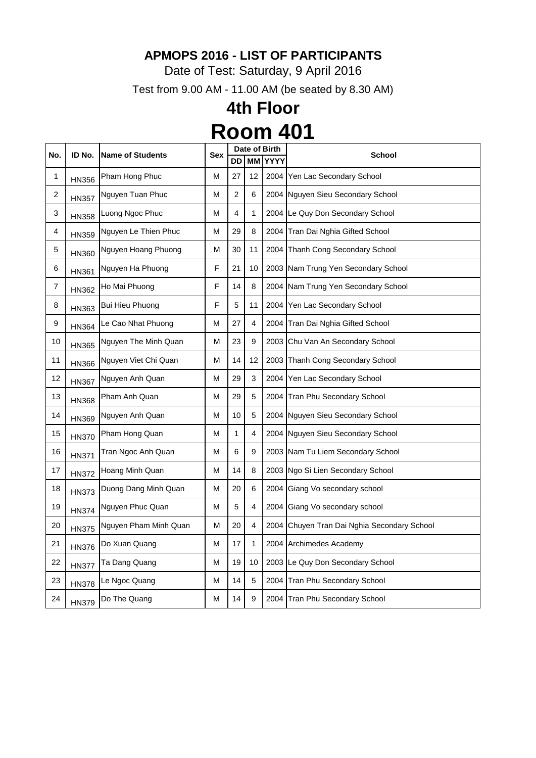**APMOPS 2016 - LIST OF PARTICIPANTS**

Date of Test: Saturday, 9 April 2016

Test from 9.00 AM - 11.00 AM (be seated by 8.30 AM)

## 4th Floor

# Room 401

| No. | ID No. | Name of Students | Sex | Date of Birth | | | School |
|---|---|---|---|---|---|---|---|
| | | | | DD | MM | YYYY | |
| 1 | HN356 | Pham Hong Phuc | M | 27 | 12 | 2004 | Yen Lac Secondary School |
| 2 | HN357 | Nguyen Tuan Phuc | M | 2 | 6 | 2004 | Nguyen Sieu Secondary School |
| 3 | HN358 | Luong Ngoc Phuc | M | 4 | 1 | 2004 | Le Quy Don Secondary School |
| 4 | HN359 | Nguyen Le Thien Phuc | M | 29 | 8 | 2004 | Tran Dai Nghia Gifted School |
| 5 | HN360 | Nguyen Hoang Phuong | M | 30 | 11 | 2004 | Thanh Cong Secondary School |
| 6 | HN361 | Nguyen Ha Phuong | F | 21 | 10 | 2003 | Nam Trung Yen Secondary School |
| 7 | HN362 | Ho Mai Phuong | F | 14 | 8 | 2004 | Nam Trung Yen Secondary School |
| 8 | HN363 | Bui Hieu Phuong | F | 5 | 11 | 2004 | Yen Lac Secondary School |
| 9 | HN364 | Le Cao Nhat Phuong | M | 27 | 4 | 2004 | Tran Dai Nghia Gifted School |
| 10 | HN365 | Nguyen The Minh Quan | M | 23 | 9 | 2003 | Chu Van An Secondary School |
| 11 | HN366 | Nguyen Viet Chi Quan | M | 14 | 12 | 2003 | Thanh Cong Secondary School |
| 12 | HN367 | Nguyen Anh Quan | M | 29 | 3 | 2004 | Yen Lac Secondary School |
| 13 | HN368 | Pham Anh Quan | M | 29 | 5 | 2004 | Tran Phu Secondary School |
| 14 | HN369 | Nguyen Anh Quan | M | 10 | 5 | 2004 | Nguyen Sieu Secondary School |
| 15 | HN370 | Pham Hong Quan | M | 1 | 4 | 2004 | Nguyen Sieu Secondary School |
| 16 | HN371 | Tran Ngoc Anh Quan | M | 6 | 9 | 2003 | Nam Tu Liem Secondary School |
| 17 | HN372 | Hoang Minh Quan | M | 14 | 8 | 2003 | Ngo Si Lien Secondary School |
| 18 | HN373 | Duong Dang Minh Quan | M | 20 | 6 | 2004 | Giang Vo secondary school |
| 19 | HN374 | Nguyen Phuc Quan | M | 5 | 4 | 2004 | Giang Vo secondary school |
| 20 | HN375 | Nguyen Pham Minh Quan | M | 20 | 4 | 2004 | Chuyen Tran Dai Nghia Secondary School |
| 21 | HN376 | Do Xuan Quang | M | 17 | 1 | 2004 | Archimedes Academy |
| 22 | HN377 | Ta Dang Quang | M | 19 | 10 | 2003 | Le Quy Don Secondary School |
| 23 | HN378 | Le Ngoc Quang | M | 14 | 5 | 2004 | Tran Phu Secondary School |
| 24 | HN379 | Do The Quang | M | 14 | 9 | 2004 | Tran Phu Secondary School |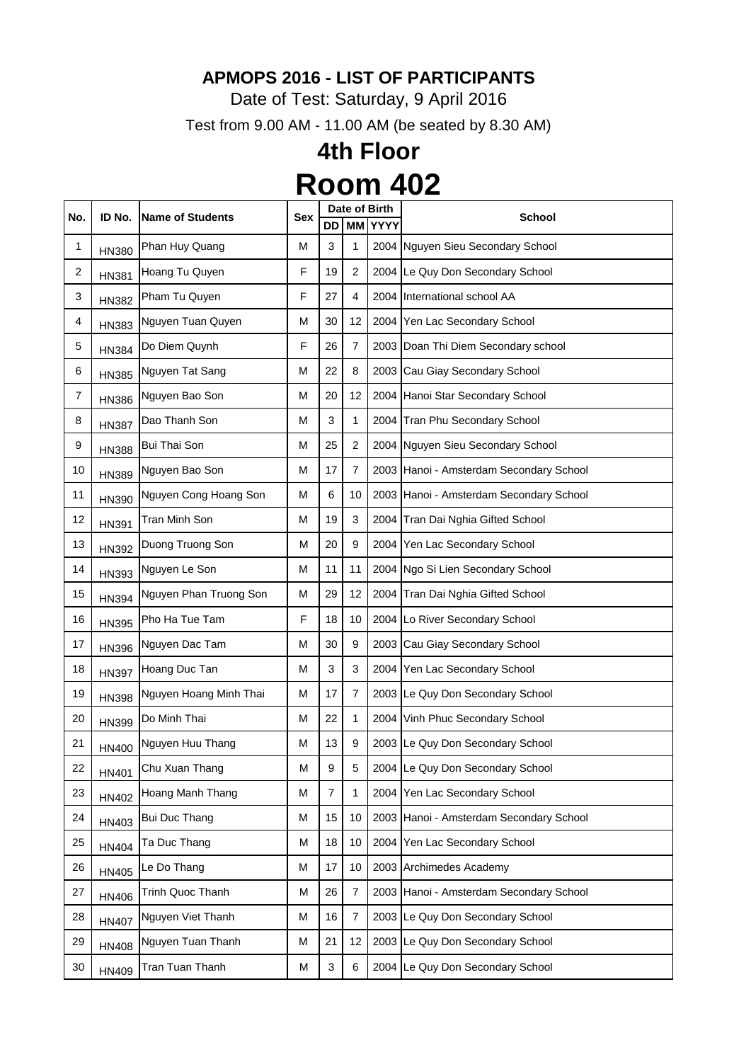**APMOPS 2016 - LIST OF PARTICIPANTS**

Date of Test: Saturday, 9 April 2016

Test from 9.00 AM - 11.00 AM (be seated by 8.30 AM)

# 4th Floor

# Room 402

| No. | ID No. | Name of Students | Sex | Date of Birth | | | School |
|---|---|---|---|---|---|---|---|
| | | | | DD | MM | YYYY | |
| 1 | HN380 | Phan Huy Quang | M | 3 | 1 | 2004 | Nguyen Sieu Secondary School |
| 2 | HN381 | Hoang Tu Quyen | F | 19 | 2 | 2004 | Le Quy Don Secondary School |
| 3 | HN382 | Pham Tu Quyen | F | 27 | 4 | 2004 | International school AA |
| 4 | HN383 | Nguyen Tuan Quyen | M | 30 | 12 | 2004 | Yen Lac Secondary School |
| 5 | HN384 | Do Diem Quynh | F | 26 | 7 | 2003 | Doan Thi Diem Secondary school |
| 6 | HN385 | Nguyen Tat Sang | M | 22 | 8 | 2003 | Cau Giay Secondary School |
| 7 | HN386 | Nguyen Bao Son | M | 20 | 12 | 2004 | Hanoi Star Secondary School |
| 8 | HN387 | Dao Thanh Son | M | 3 | 1 | 2004 | Tran Phu Secondary School |
| 9 | HN388 | Bui Thai Son | M | 25 | 2 | 2004 | Nguyen Sieu Secondary School |
| 10 | HN389 | Nguyen Bao Son | M | 17 | 7 | 2003 | Hanoi - Amsterdam Secondary School |
| 11 | HN390 | Nguyen Cong Hoang Son | M | 6 | 10 | 2003 | Hanoi - Amsterdam Secondary School |
| 12 | HN391 | Tran Minh Son | M | 19 | 3 | 2004 | Tran Dai Nghia Gifted School |
| 13 | HN392 | Duong Truong Son | M | 20 | 9 | 2004 | Yen Lac Secondary School |
| 14 | HN393 | Nguyen Le Son | M | 11 | 11 | 2004 | Ngo Si Lien Secondary School |
| 15 | HN394 | Nguyen Phan Truong Son | M | 29 | 12 | 2004 | Tran Dai Nghia Gifted School |
| 16 | HN395 | Pho Ha Tue Tam | F | 18 | 10 | 2004 | Lo River Secondary School |
| 17 | HN396 | Nguyen Dac Tam | M | 30 | 9 | 2003 | Cau Giay Secondary School |
| 18 | HN397 | Hoang Duc Tan | M | 3 | 3 | 2004 | Yen Lac Secondary School |
| 19 | HN398 | Nguyen Hoang Minh Thai | M | 17 | 7 | 2003 | Le Quy Don Secondary School |
| 20 | HN399 | Do Minh Thai | M | 22 | 1 | 2004 | Vinh Phuc Secondary School |
| 21 | HN400 | Nguyen Huu Thang | M | 13 | 9 | 2003 | Le Quy Don Secondary School |
| 22 | HN401 | Chu Xuan Thang | M | 9 | 5 | 2004 | Le Quy Don Secondary School |
| 23 | HN402 | Hoang Manh Thang | M | 7 | 1 | 2004 | Yen Lac Secondary School |
| 24 | HN403 | Bui Duc Thang | M | 15 | 10 | 2003 | Hanoi - Amsterdam Secondary School |
| 25 | HN404 | Ta Duc Thang | M | 18 | 10 | 2004 | Yen Lac Secondary School |
| 26 | HN405 | Le Do Thang | M | 17 | 10 | 2003 | Archimedes Academy |
| 27 | HN406 | Trinh Quoc Thanh | M | 26 | 7 | 2003 | Hanoi - Amsterdam Secondary School |
| 28 | HN407 | Nguyen Viet Thanh | M | 16 | 7 | 2003 | Le Quy Don Secondary School |
| 29 | HN408 | Nguyen Tuan Thanh | M | 21 | 12 | 2003 | Le Quy Don Secondary School |
| 30 | HN409 | Tran Tuan Thanh | M | 3 | 6 | 2004 | Le Quy Don Secondary School |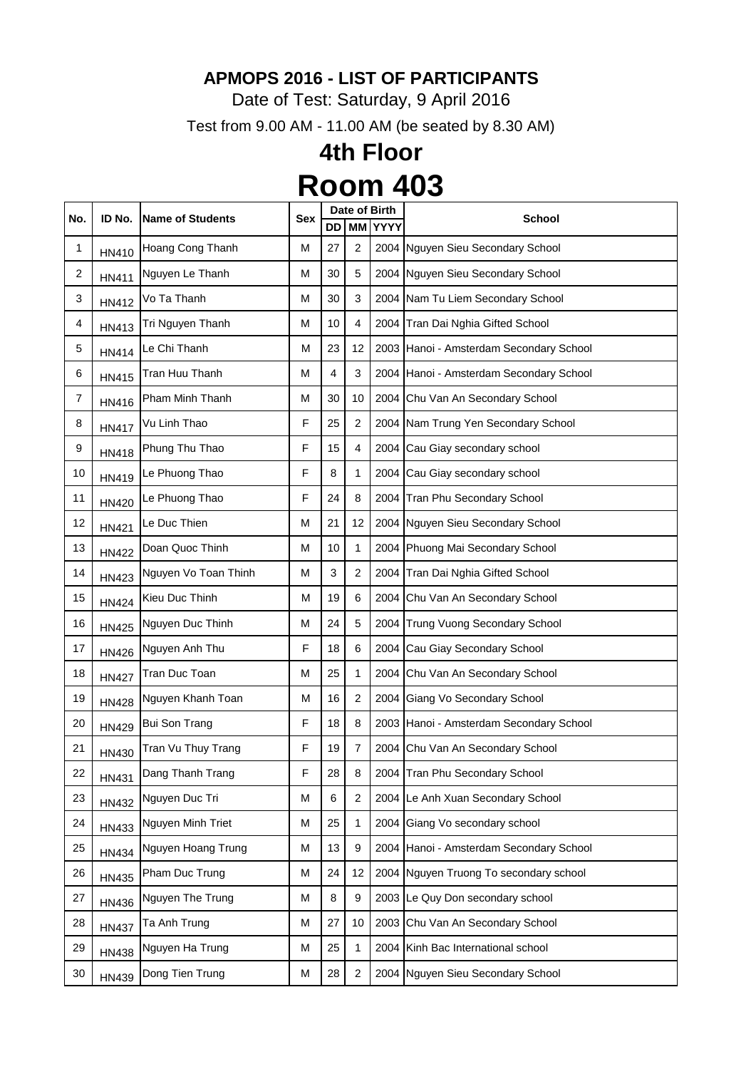**APMOPS 2016 - LIST OF PARTICIPANTS**

Date of Test: Saturday, 9 April 2016

Test from 9.00 AM - 11.00 AM (be seated by 8.30 AM)

# 4th Floor

# Room 403

| No. | ID No. | Name of Students | Sex | Date of Birth | | | School |
|---|---|---|---|---|---|---|---|
| | | | | DD | MM | YYYY | |
| 1 | HN410 | Hoang Cong Thanh | M | 27 | 2 | 2004 | Nguyen Sieu Secondary School |
| 2 | HN411 | Nguyen Le Thanh | M | 30 | 5 | 2004 | Nguyen Sieu Secondary School |
| 3 | HN412 | Vo Ta Thanh | M | 30 | 3 | 2004 | Nam Tu Liem Secondary School |
| 4 | HN413 | Tri Nguyen Thanh | M | 10 | 4 | 2004 | Tran Dai Nghia Gifted School |
| 5 | HN414 | Le Chi Thanh | M | 23 | 12 | 2003 | Hanoi - Amsterdam Secondary School |
| 6 | HN415 | Tran Huu Thanh | M | 4 | 3 | 2004 | Hanoi - Amsterdam Secondary School |
| 7 | HN416 | Pham Minh Thanh | M | 30 | 10 | 2004 | Chu Van An Secondary School |
| 8 | HN417 | Vu Linh Thao | F | 25 | 2 | 2004 | Nam Trung Yen Secondary School |
| 9 | HN418 | Phung Thu Thao | F | 15 | 4 | 2004 | Cau Giay secondary school |
| 10 | HN419 | Le Phuong Thao | F | 8 | 1 | 2004 | Cau Giay secondary school |
| 11 | HN420 | Le Phuong Thao | F | 24 | 8 | 2004 | Tran Phu Secondary School |
| 12 | HN421 | Le Duc Thien | M | 21 | 12 | 2004 | Nguyen Sieu Secondary School |
| 13 | HN422 | Doan Quoc Thinh | M | 10 | 1 | 2004 | Phuong Mai Secondary School |
| 14 | HN423 | Nguyen Vo Toan Thinh | M | 3 | 2 | 2004 | Tran Dai Nghia Gifted School |
| 15 | HN424 | Kieu Duc Thinh | M | 19 | 6 | 2004 | Chu Van An Secondary School |
| 16 | HN425 | Nguyen Duc Thinh | M | 24 | 5 | 2004 | Trung Vuong Secondary School |
| 17 | HN426 | Nguyen Anh Thu | F | 18 | 6 | 2004 | Cau Giay Secondary School |
| 18 | HN427 | Tran Duc Toan | M | 25 | 1 | 2004 | Chu Van An Secondary School |
| 19 | HN428 | Nguyen Khanh Toan | M | 16 | 2 | 2004 | Giang Vo Secondary School |
| 20 | HN429 | Bui Son Trang | F | 18 | 8 | 2003 | Hanoi - Amsterdam Secondary School |
| 21 | HN430 | Tran Vu Thuy Trang | F | 19 | 7 | 2004 | Chu Van An Secondary School |
| 22 | HN431 | Dang Thanh Trang | F | 28 | 8 | 2004 | Tran Phu Secondary School |
| 23 | HN432 | Nguyen Duc Tri | M | 6 | 2 | 2004 | Le Anh Xuan Secondary School |
| 24 | HN433 | Nguyen Minh Triet | M | 25 | 1 | 2004 | Giang Vo secondary school |
| 25 | HN434 | Nguyen Hoang Trung | M | 13 | 9 | 2004 | Hanoi - Amsterdam Secondary School |
| 26 | HN435 | Pham Duc Trung | M | 24 | 12 | 2004 | Nguyen Truong To secondary school |
| 27 | HN436 | Nguyen The Trung | M | 8 | 9 | 2003 | Le Quy Don secondary school |
| 28 | HN437 | Ta Anh Trung | M | 27 | 10 | 2003 | Chu Van An Secondary School |
| 29 | HN438 | Nguyen Ha Trung | M | 25 | 1 | 2004 | Kinh Bac International school |
| 30 | HN439 | Dong Tien Trung | M | 28 | 2 | 2004 | Nguyen Sieu Secondary School |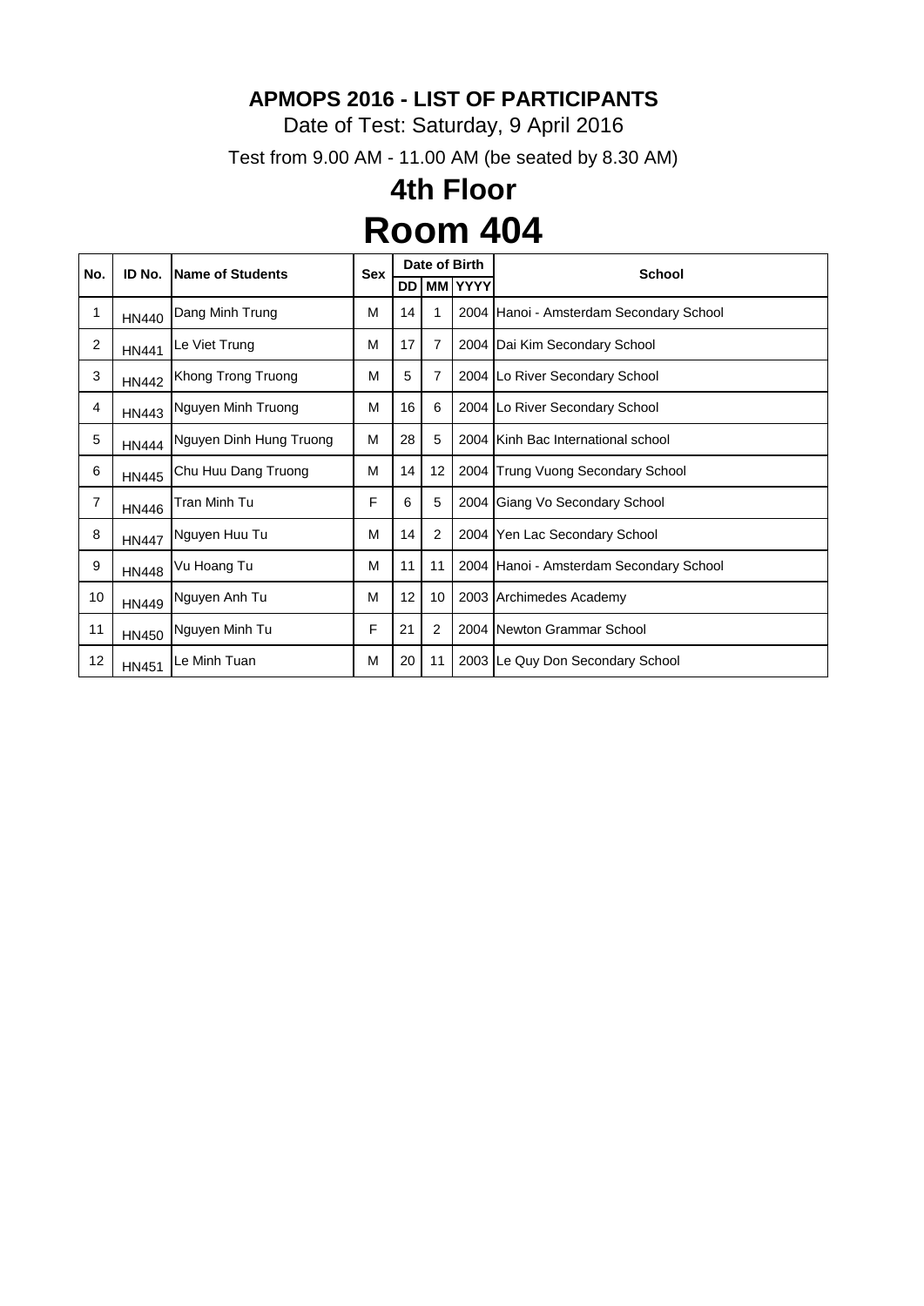**APMOPS 2016 - LIST OF PARTICIPANTS**

Date of Test: Saturday, 9 April 2016

Test from 9.00 AM - 11.00 AM (be seated by 8.30 AM)

## 4th Floor

# Room 404

| No. | ID No. | Name of Students | Sex | Date of Birth | | | School |
|---|---|---|---|---|---|---|---|
| | | | | DD | MM | YYYY | |
| 1 | HN440 | Dang Minh Trung | M | 14 | 1 | 2004 | Hanoi - Amsterdam Secondary School |
| 2 | HN441 | Le Viet Trung | M | 17 | 7 | 2004 | Dai Kim Secondary School |
| 3 | HN442 | Khong Trong Truong | M | 5 | 7 | 2004 | Lo River Secondary School |
| 4 | HN443 | Nguyen Minh Truong | M | 16 | 6 | 2004 | Lo River Secondary School |
| 5 | HN444 | Nguyen Dinh Hung Truong | M | 28 | 5 | 2004 | Kinh Bac International school |
| 6 | HN445 | Chu Huu Dang Truong | M | 14 | 12 | 2004 | Trung Vuong Secondary School |
| 7 | HN446 | Tran Minh Tu | F | 6 | 5 | 2004 | Giang Vo Secondary School |
| 8 | HN447 | Nguyen Huu Tu | M | 14 | 2 | 2004 | Yen Lac Secondary School |
| 9 | HN448 | Vu Hoang Tu | M | 11 | 11 | 2004 | Hanoi - Amsterdam Secondary School |
| 10 | HN449 | Nguyen Anh Tu | M | 12 | 10 | 2003 | Archimedes Academy |
| 11 | HN450 | Nguyen Minh Tu | F | 21 | 2 | 2004 | Newton Grammar School |
| 12 | HN451 | Le Minh Tuan | M | 20 | 11 | 2003 | Le Quy Don Secondary School |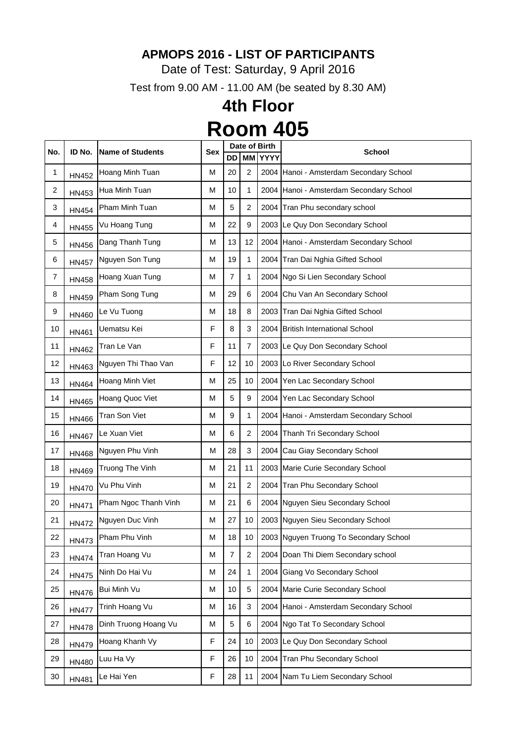**APMOPS 2016 - LIST OF PARTICIPANTS**

Date of Test: Saturday, 9 April 2016

Test from 9.00 AM - 11.00 AM (be seated by 8.30 AM)

## 4th Floor

# Room 405

| No. | ID No. | Name of Students | Sex | Date of Birth | | | School |
|---|---|---|---|---|---|---|---|
| | | | | DD | MM | YYYY | |
| 1 | HN452 | Hoang Minh Tuan | M | 20 | 2 | 2004 | Hanoi - Amsterdam Secondary School |
| 2 | HN453 | Hua Minh Tuan | M | 10 | 1 | 2004 | Hanoi - Amsterdam Secondary School |
| 3 | HN454 | Pham Minh Tuan | M | 5 | 2 | 2004 | Tran Phu secondary school |
| 4 | HN455 | Vu Hoang Tung | M | 22 | 9 | 2003 | Le Quy Don Secondary School |
| 5 | HN456 | Dang Thanh Tung | M | 13 | 12 | 2004 | Hanoi - Amsterdam Secondary School |
| 6 | HN457 | Nguyen Son Tung | M | 19 | 1 | 2004 | Tran Dai Nghia Gifted School |
| 7 | HN458 | Hoang Xuan Tung | M | 7 | 1 | 2004 | Ngo Si Lien Secondary School |
| 8 | HN459 | Pham Song Tung | M | 29 | 6 | 2004 | Chu Van An Secondary School |
| 9 | HN460 | Le Vu Tuong | M | 18 | 8 | 2003 | Tran Dai Nghia Gifted School |
| 10 | HN461 | Uematsu Kei | F | 8 | 3 | 2004 | British International School |
| 11 | HN462 | Tran Le Van | F | 11 | 7 | 2003 | Le Quy Don Secondary School |
| 12 | HN463 | Nguyen Thi Thao Van | F | 12 | 10 | 2003 | Lo River Secondary School |
| 13 | HN464 | Hoang Minh Viet | M | 25 | 10 | 2004 | Yen Lac Secondary School |
| 14 | HN465 | Hoang Quoc Viet | M | 5 | 9 | 2004 | Yen Lac Secondary School |
| 15 | HN466 | Tran Son Viet | M | 9 | 1 | 2004 | Hanoi - Amsterdam Secondary School |
| 16 | HN467 | Le Xuan Viet | M | 6 | 2 | 2004 | Thanh Tri Secondary School |
| 17 | HN468 | Nguyen Phu Vinh | M | 28 | 3 | 2004 | Cau Giay Secondary School |
| 18 | HN469 | Truong The Vinh | M | 21 | 11 | 2003 | Marie Curie Secondary School |
| 19 | HN470 | Vu Phu Vinh | M | 21 | 2 | 2004 | Tran Phu Secondary School |
| 20 | HN471 | Pham Ngoc Thanh Vinh | M | 21 | 6 | 2004 | Nguyen Sieu Secondary School |
| 21 | HN472 | Nguyen Duc Vinh | M | 27 | 10 | 2003 | Nguyen Sieu Secondary School |
| 22 | HN473 | Pham Phu Vinh | M | 18 | 10 | 2003 | Nguyen Truong To Secondary School |
| 23 | HN474 | Tran Hoang Vu | M | 7 | 2 | 2004 | Doan Thi Diem Secondary school |
| 24 | HN475 | Ninh Do Hai Vu | M | 24 | 1 | 2004 | Giang Vo Secondary School |
| 25 | HN476 | Bui Minh Vu | M | 10 | 5 | 2004 | Marie Curie Secondary School |
| 26 | HN477 | Trinh Hoang Vu | M | 16 | 3 | 2004 | Hanoi - Amsterdam Secondary School |
| 27 | HN478 | Dinh Truong Hoang Vu | M | 5 | 6 | 2004 | Ngo Tat To Secondary School |
| 28 | HN479 | Hoang Khanh Vy | F | 24 | 10 | 2003 | Le Quy Don Secondary School |
| 29 | HN480 | Luu Ha Vy | F | 26 | 10 | 2004 | Tran Phu Secondary School |
| 30 | HN481 | Le Hai Yen | F | 28 | 11 | 2004 | Nam Tu Liem Secondary School |